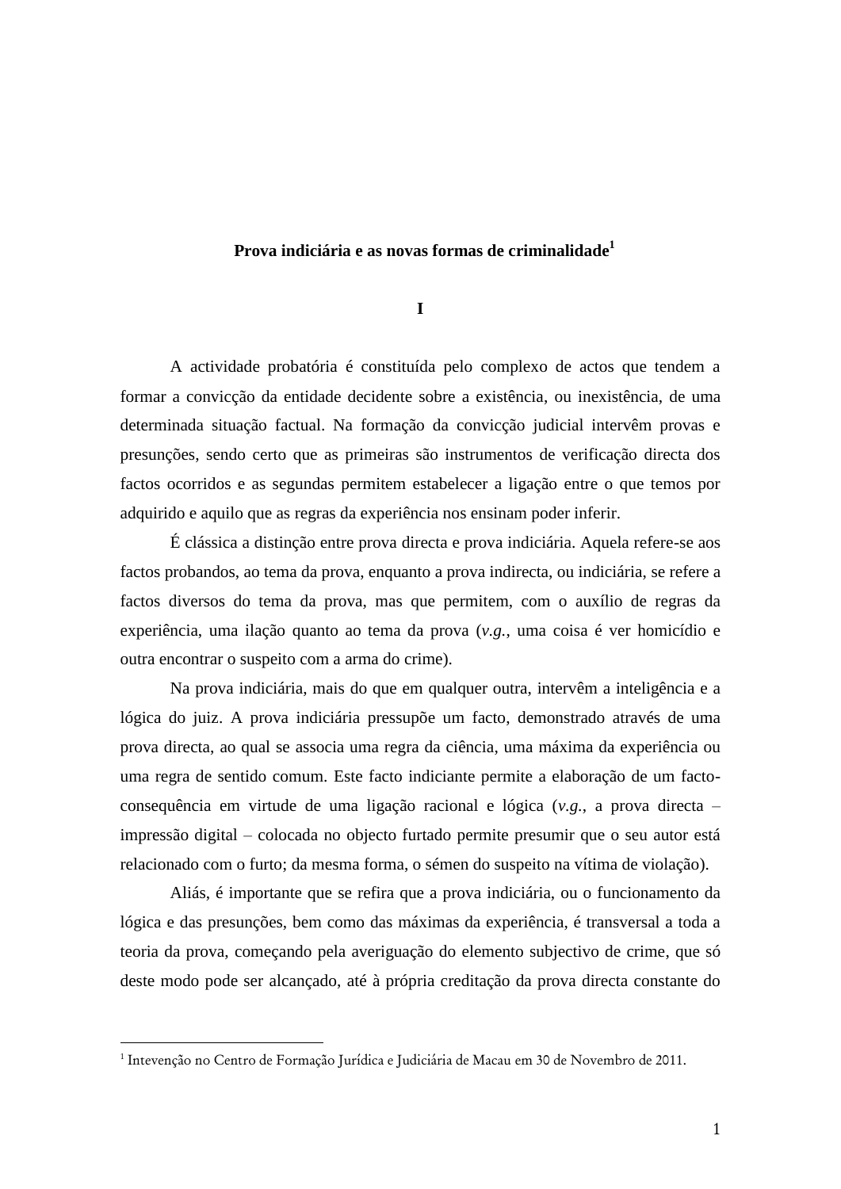# Prova indiciária e as novas formas de criminalidade[1]

## I

A actividade probatória é constituída pelo complexo de actos que tendem a formar a convicção da entidade decidente sobre a existência, ou inexistência, de uma determinada situação factual. Na formação da convicção judicial intervêm provas e presunções, sendo certo que as primeiras são instrumentos de verificação directa dos factos ocorridos e as segundas permitem estabelecer a ligação entre o que temos por adquirido e aquilo que as regras da experiência nos ensinam poder inferir.

É clássica a distinção entre prova directa e prova indiciária. Aquela refere-se aos factos probandos, ao tema da prova, enquanto a prova indirecta, ou indiciária, se refere a factos diversos do tema da prova, mas que permitem, com o auxílio de regras da experiência, uma ilação quanto ao tema da prova (*v.g.*, uma coisa é ver homicídio e outra encontrar o suspeito com a arma do crime).

Na prova indiciária, mais do que em qualquer outra, intervêm a inteligência e a lógica do juiz. A prova indiciária pressupõe um facto, demonstrado através de uma prova directa, ao qual se associa uma regra da ciência, uma máxima da experiência ou uma regra de sentido comum. Este facto indiciante permite a elaboração de um facto-consequência em virtude de uma ligação racional e lógica (*v.g.*, a prova directa – impressão digital – colocada no objecto furtado permite presumir que o seu autor está relacionado com o furto; da mesma forma, o sémen do suspeito na vítima de violação).

Aliás, é importante que se refira que a prova indiciária, ou o funcionamento da lógica e das presunções, bem como das máximas da experiência, é transversal a toda a teoria da prova, começando pela averiguação do elemento subjectivo de crime, que só deste modo pode ser alcançado, até à própria creditação da prova directa constante do

---

[1] Intevenção no Centro de Formação Jurídica e Judiciária de Macau em 30 de Novembro de 2011.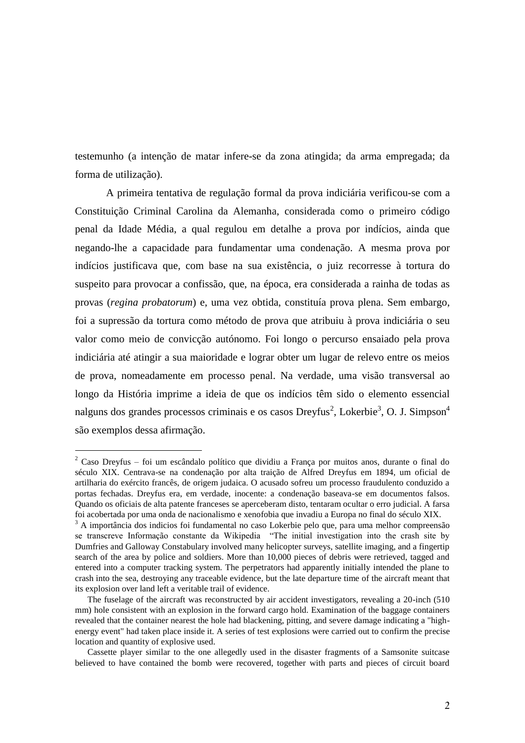testemunho (a intenção de matar infere-se da zona atingida; da arma empregada; da forma de utilização).

A primeira tentativa de regulação formal da prova indiciária verificou-se com a Constituição Criminal Carolina da Alemanha, considerada como o primeiro código penal da Idade Média, a qual regulou em detalhe a prova por indícios, ainda que negando-lhe a capacidade para fundamentar uma condenação. A mesma prova por indícios justificava que, com base na sua existência, o juiz recorresse à tortura do suspeito para provocar a confissão, que, na época, era considerada a rainha de todas as provas (*regina probatorum*) e, uma vez obtida, constituía prova plena. Sem embargo, foi a supressão da tortura como método de prova que atribuiu à prova indiciária o seu valor como meio de convicção autónomo. Foi longo o percurso ensaiado pela prova indiciária até atingir a sua maioridade e lograr obter um lugar de relevo entre os meios de prova, nomeadamente em processo penal. Na verdade, uma visão transversal ao longo da História imprime a ideia de que os indícios têm sido o elemento essencial nalguns dos grandes processos criminais e os casos Dreyfus[2], Lokerbie[3], O. J. Simpson[4] são exemplos dessa afirmação.

---

[2] Caso Dreyfus – foi um escândalo político que dividiu a França por muitos anos, durante o final do século XIX. Centrava-se na condenação por alta traição de Alfred Dreyfus em 1894, um oficial de artilharia do exército francês, de origem judaica. O acusado sofreu um processo fraudulento conduzido a portas fechadas. Dreyfus era, em verdade, inocente: a condenação baseava-se em documentos falsos. Quando os oficiais de alta patente franceses se aperceberam disto, tentaram ocultar o erro judicial. A farsa foi acobertada por uma onda de nacionalismo e xenofobia que invadiu a Europa no final do século XIX.

[3] A importância dos indicios foi fundamental no caso Lokerbie pelo que, para uma melhor compreensão se transcreve Informação constante da Wikipedia "The initial investigation into the crash site by Dumfries and Galloway Constabulary involved many helicopter surveys, satellite imaging, and a fingertip search of the area by police and soldiers. More than 10,000 pieces of debris were retrieved, tagged and entered into a computer tracking system. The perpetrators had apparently initially intended the plane to crash into the sea, destroying any traceable evidence, but the late departure time of the aircraft meant that its explosion over land left a veritable trail of evidence.

The fuselage of the aircraft was reconstructed by air accident investigators, revealing a 20-inch (510 mm) hole consistent with an explosion in the forward cargo hold. Examination of the baggage containers revealed that the container nearest the hole had blackening, pitting, and severe damage indicating a "high-energy event" had taken place inside it. A series of test explosions were carried out to confirm the precise location and quantity of explosive used.

Cassette player similar to the one allegedly used in the disaster fragments of a Samsonite suitcase believed to have contained the bomb were recovered, together with parts and pieces of circuit board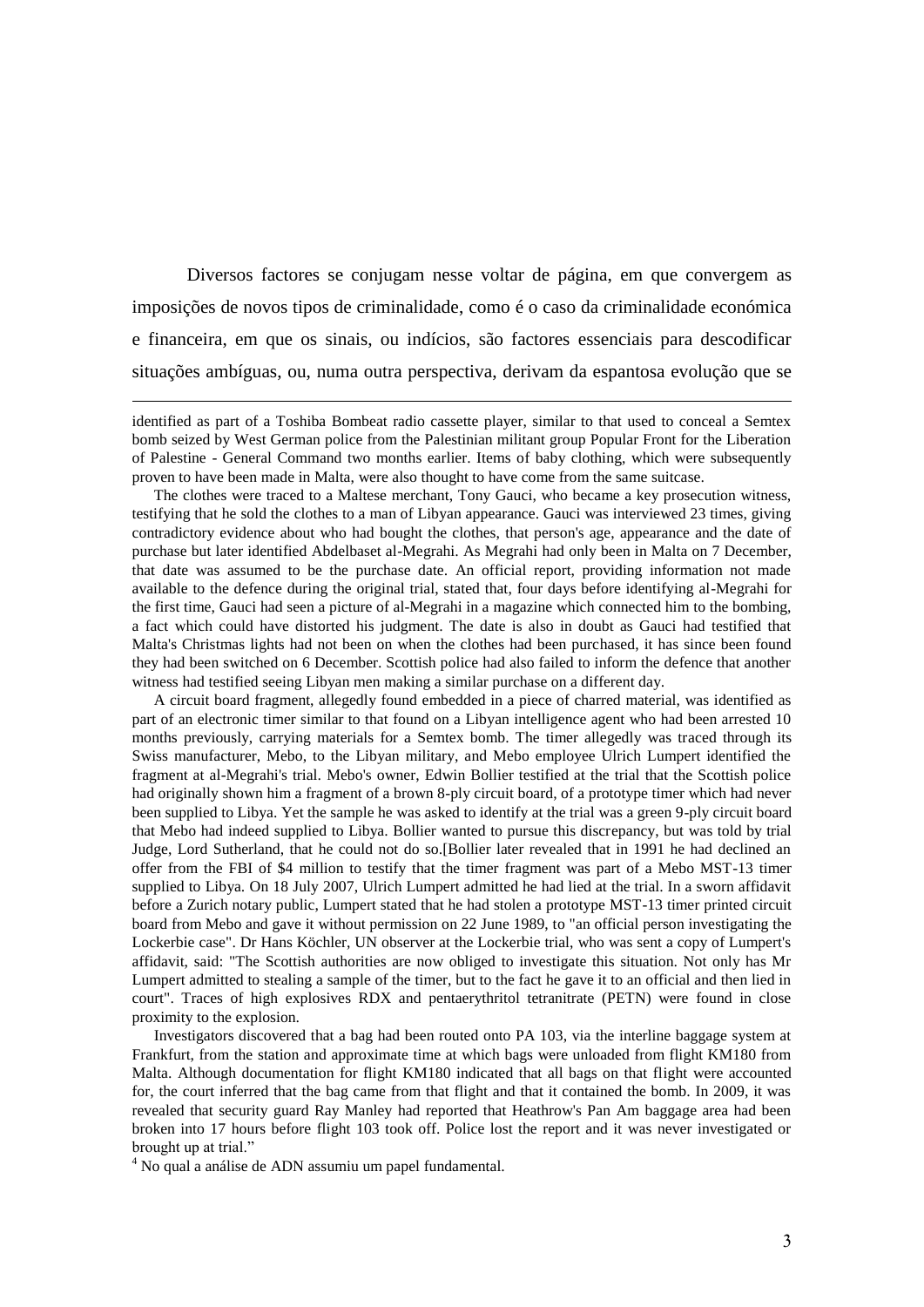Diversos factores se conjugam nesse voltar de página, em que convergem as imposições de novos tipos de criminalidade, como é o caso da criminalidade económica e financeira, em que os sinais, ou indícios, são factores essenciais para descodificar situações ambíguas, ou, numa outra perspectiva, derivam da espantosa evolução que se

---

identified as part of a Toshiba Bombeat radio cassette player, similar to that used to conceal a Semtex bomb seized by West German police from the Palestinian militant group Popular Front for the Liberation of Palestine - General Command two months earlier. Items of baby clothing, which were subsequently proven to have been made in Malta, were also thought to have come from the same suitcase.

The clothes were traced to a Maltese merchant, Tony Gauci, who became a key prosecution witness, testifying that he sold the clothes to a man of Libyan appearance. Gauci was interviewed 23 times, giving contradictory evidence about who had bought the clothes, that person's age, appearance and the date of purchase but later identified Abdelbaset al-Megrahi. As Megrahi had only been in Malta on 7 December, that date was assumed to be the purchase date. An official report, providing information not made available to the defence during the original trial, stated that, four days before identifying al-Megrahi for the first time, Gauci had seen a picture of al-Megrahi in a magazine which connected him to the bombing, a fact which could have distorted his judgment. The date is also in doubt as Gauci had testified that Malta's Christmas lights had not been on when the clothes had been purchased, it has since been found they had been switched on 6 December. Scottish police had also failed to inform the defence that another witness had testified seeing Libyan men making a similar purchase on a different day.

A circuit board fragment, allegedly found embedded in a piece of charred material, was identified as part of an electronic timer similar to that found on a Libyan intelligence agent who had been arrested 10 months previously, carrying materials for a Semtex bomb. The timer allegedly was traced through its Swiss manufacturer, Mebo, to the Libyan military, and Mebo employee Ulrich Lumpert identified the fragment at al-Megrahi's trial. Mebo's owner, Edwin Bollier testified at the trial that the Scottish police had originally shown him a fragment of a brown 8-ply circuit board, of a prototype timer which had never been supplied to Libya. Yet the sample he was asked to identify at the trial was a green 9-ply circuit board that Mebo had indeed supplied to Libya. Bollier wanted to pursue this discrepancy, but was told by trial Judge, Lord Sutherland, that he could not do so.[Bollier later revealed that in 1991 he had declined an offer from the FBI of $4 million to testify that the timer fragment was part of a Mebo MST-13 timer supplied to Libya. On 18 July 2007, Ulrich Lumpert admitted he had lied at the trial. In a sworn affidavit before a Zurich notary public, Lumpert stated that he had stolen a prototype MST-13 timer printed circuit board from Mebo and gave it without permission on 22 June 1989, to "an official person investigating the Lockerbie case". Dr Hans Köchler, UN observer at the Lockerbie trial, who was sent a copy of Lumpert's affidavit, said: "The Scottish authorities are now obliged to investigate this situation. Not only has Mr Lumpert admitted to stealing a sample of the timer, but to the fact he gave it to an official and then lied in court". Traces of high explosives RDX and pentaerythritol tetranitrate (PETN) were found in close proximity to the explosion.

Investigators discovered that a bag had been routed onto PA 103, via the interline baggage system at Frankfurt, from the station and approximate time at which bags were unloaded from flight KM180 from Malta. Although documentation for flight KM180 indicated that all bags on that flight were accounted for, the court inferred that the bag came from that flight and that it contained the bomb. In 2009, it was revealed that security guard Ray Manley had reported that Heathrow's Pan Am baggage area had been broken into 17 hours before flight 103 took off. Police lost the report and it was never investigated or brought up at trial."

[4] No qual a análise de ADN assumiu um papel fundamental.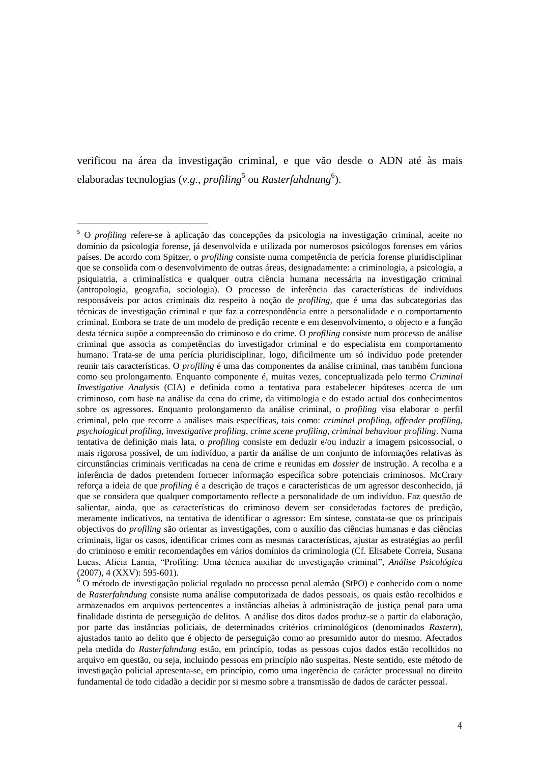verificou na área da investigação criminal, e que vão desde o ADN até às mais elaboradas tecnologias (*v.g.*, *profiling*[5] ou *Rasterfahdnung*[6]).

---

[5] O *profiling* refere-se à aplicação das concepções da psicologia na investigação criminal, aceite no domínio da psicologia forense, já desenvolvida e utilizada por numerosos psicólogos forenses em vários países. De acordo com Spitzer, o *profiling* consiste numa competência de perícia forense pluridisciplinar que se consolida com o desenvolvimento de outras áreas, designadamente: a criminologia, a psicologia, a psiquiatria, a criminalística e qualquer outra ciência humana necessária na investigação criminal (antropologia, geografia, sociologia). O processo de inferência das características de indivíduos responsáveis por actos criminais diz respeito à noção de *profiling*, que é uma das subcategorias das técnicas de investigação criminal e que faz a correspondência entre a personalidade e o comportamento criminal. Embora se trate de um modelo de predição recente e em desenvolvimento, o objecto e a função desta técnica supõe a compreensão do criminoso e do crime. O *profiling* consiste num processo de análise criminal que associa as competências do investigador criminal e do especialista em comportamento humano. Trata-se de uma perícia pluridisciplinar, logo, dificilmente um só indivíduo pode pretender reunir tais características. O *profiling* é uma das componentes da análise criminal, mas também funciona como seu prolongamento. Enquanto componente é, muitas vezes, conceptualizada pelo termo *Criminal Investigative Analysis* (CIA) e definida como a tentativa para estabelecer hipóteses acerca de um criminoso, com base na análise da cena do crime, da vitimologia e do estado actual dos conhecimentos sobre os agressores. Enquanto prolongamento da análise criminal, o *profiling* visa elaborar o perfil criminal, pelo que recorre a análises mais específicas, tais como: *criminal profiling, offender profiling, psychological profiling, investigative profiling, crime scene profiling, criminal behaviour profiling*. Numa tentativa de definição mais lata, o *profiling* consiste em deduzir e/ou induzir a imagem psicossocial, o mais rigorosa possível, de um indivíduo, a partir da análise de um conjunto de informações relativas às circunstâncias criminais verificadas na cena de crime e reunidas em *dossier* de instrução. A recolha e a inferência de dados pretendem fornecer informação específica sobre potenciais criminosos. McCrary reforça a ideia de que *profiling* é a descrição de traços e características de um agressor desconhecido, já que se considera que qualquer comportamento reflecte a personalidade de um indivíduo. Faz questão de salientar, ainda, que as características do criminoso devem ser consideradas factores de predição, meramente indicativos, na tentativa de identificar o agressor: Em síntese, constata-se que os principais objectivos do *profiling* são orientar as investigações, com o auxílio das ciências humanas e das ciências criminais, ligar os casos, identificar crimes com as mesmas características, ajustar as estratégias ao perfil do criminoso e emitir recomendações em vários domínios da criminologia (Cf. Elisabete Correia, Susana Lucas, Alicia Lamia, "Profiling: Uma técnica auxiliar de investigação criminal", *Análise Psicológica* (2007), 4 (XXV): 595-601).

[6] O método de investigação policial regulado no processo penal alemão (StPO) e conhecido com o nome de *Rasterfahndung* consiste numa análise computorizada de dados pessoais, os quais estão recolhidos e armazenados em arquivos pertencentes a instâncias alheias à administração de justiça penal para uma finalidade distinta de perseguição de delitos. A análise dos ditos dados produz-se a partir da elaboração, por parte das instâncias policiais, de determinados critérios criminológicos (denominados *Rastern*), ajustados tanto ao delito que é objecto de perseguição como ao presumido autor do mesmo. Afectados pela medida do *Rasterfahndung* estão, em princípio, todas as pessoas cujos dados estão recolhidos no arquivo em questão, ou seja, incluindo pessoas em princípio não suspeitas. Neste sentido, este método de investigação policial apresenta-se, em princípio, como uma ingerência de carácter processual no direito fundamental de todo cidadão a decidir por si mesmo sobre a transmissão de dados de carácter pessoal.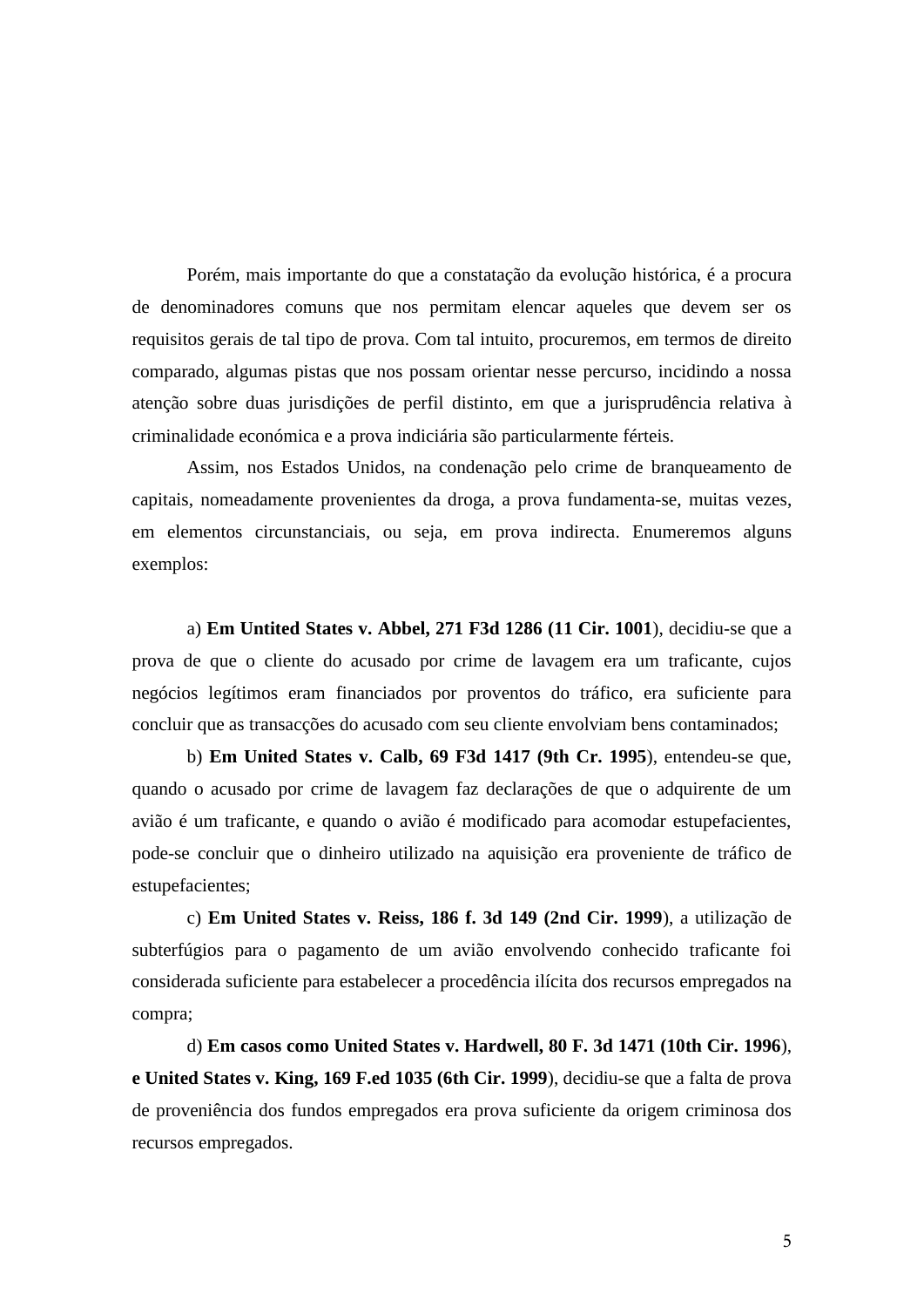Porém, mais importante do que a constatação da evolução histórica, é a procura de denominadores comuns que nos permitam elencar aqueles que devem ser os requisitos gerais de tal tipo de prova. Com tal intuito, procuremos, em termos de direito comparado, algumas pistas que nos possam orientar nesse percurso, incidindo a nossa atenção sobre duas jurisdições de perfil distinto, em que a jurisprudência relativa à criminalidade económica e a prova indiciária são particularmente férteis.

Assim, nos Estados Unidos, na condenação pelo crime de branqueamento de capitais, nomeadamente provenientes da droga, a prova fundamenta-se, muitas vezes, em elementos circunstanciais, ou seja, em prova indirecta. Enumeremos alguns exemplos:

a) **Em Untited States v. Abbel, 271 F3d 1286 (11 Cir. 1001**), decidiu-se que a prova de que o cliente do acusado por crime de lavagem era um traficante, cujos negócios legítimos eram financiados por proventos do tráfico, era suficiente para concluir que as transacções do acusado com seu cliente envolviam bens contaminados;

b) **Em United States v. Calb, 69 F3d 1417 (9th Cr. 1995**), entendeu-se que, quando o acusado por crime de lavagem faz declarações de que o adquirente de um avião é um traficante, e quando o avião é modificado para acomodar estupefacientes, pode-se concluir que o dinheiro utilizado na aquisição era proveniente de tráfico de estupefacientes;

c) **Em United States v. Reiss, 186 f. 3d 149 (2nd Cir. 1999**), a utilização de subterfúgios para o pagamento de um avião envolvendo conhecido traficante foi considerada suficiente para estabelecer a procedência ilícita dos recursos empregados na compra;

d) **Em casos como United States v. Hardwell, 80 F. 3d 1471 (10th Cir. 1996**), **e United States v. King, 169 F.ed 1035 (6th Cir. 1999**), decidiu-se que a falta de prova de proveniência dos fundos empregados era prova suficiente da origem criminosa dos recursos empregados.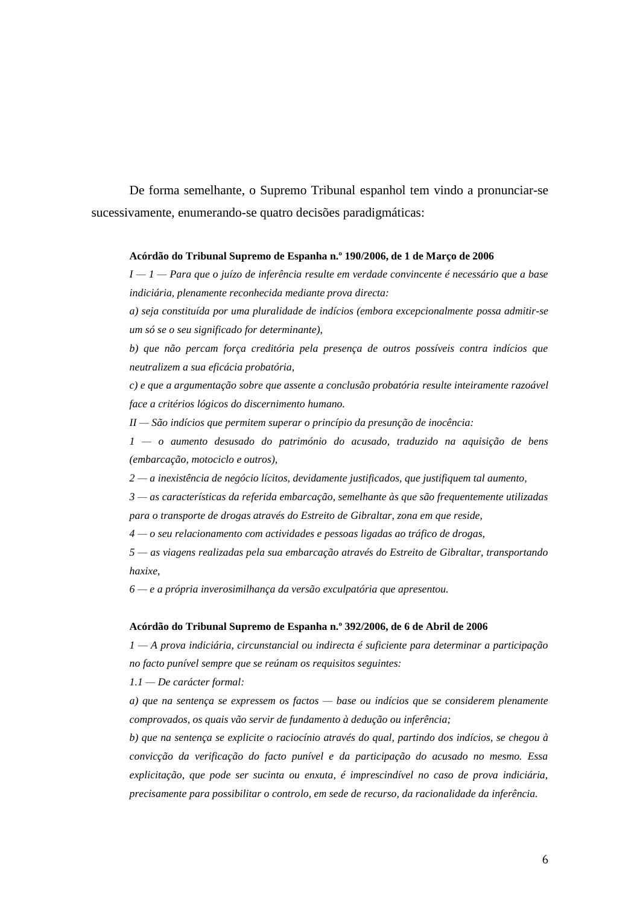De forma semelhante, o Supremo Tribunal espanhol tem vindo a pronunciar-se sucessivamente, enumerando-se quatro decisões paradigmáticas:

**Acórdão do Tribunal Supremo de Espanha n.º 190/2006, de 1 de Março de 2006**

*I — 1 — Para que o juízo de inferência resulte em verdade convincente é necessário que a base indiciária, plenamente reconhecida mediante prova directa:*

*a) seja constituída por uma pluralidade de indícios (embora excepcionalmente possa admitir-se um só se o seu significado for determinante),*

*b) que não percam força creditória pela presença de outros possíveis contra indícios que neutralizem a sua eficácia probatória,*

*c) e que a argumentação sobre que assente a conclusão probatória resulte inteiramente razoável face a critérios lógicos do discernimento humano.*

*II — São indícios que permitem superar o princípio da presunção de inocência:*

*1 — o aumento desusado do património do acusado, traduzido na aquisição de bens (embarcação, motociclo e outros),*

*2 — a inexistência de negócio lícitos, devidamente justificados, que justifiquem tal aumento,*

*3 — as características da referida embarcação, semelhante às que são frequentemente utilizadas para o transporte de drogas através do Estreito de Gibraltar, zona em que reside,*

*4 — o seu relacionamento com actividades e pessoas ligadas ao tráfico de drogas,*

*5 — as viagens realizadas pela sua embarcação através do Estreito de Gibraltar, transportando haxixe,*

*6 — e a própria inverosimilhança da versão exculpatória que apresentou.*

**Acórdão do Tribunal Supremo de Espanha n.º 392/2006, de 6 de Abril de 2006**

*1 — A prova indiciária, circunstancial ou indirecta é suficiente para determinar a participação no facto punível sempre que se reúnam os requisitos seguintes:*

*1.1 — De carácter formal:*

*a) que na sentença se expressem os factos — base ou indícios que se considerem plenamente comprovados, os quais vão servir de fundamento à dedução ou inferência;*

*b) que na sentença se explicite o raciocínio através do qual, partindo dos indícios, se chegou à convicção da verificação do facto punível e da participação do acusado no mesmo. Essa explicitação, que pode ser sucinta ou enxuta, é imprescindível no caso de prova indiciária, precisamente para possibilitar o controlo, em sede de recurso, da racionalidade da inferência.*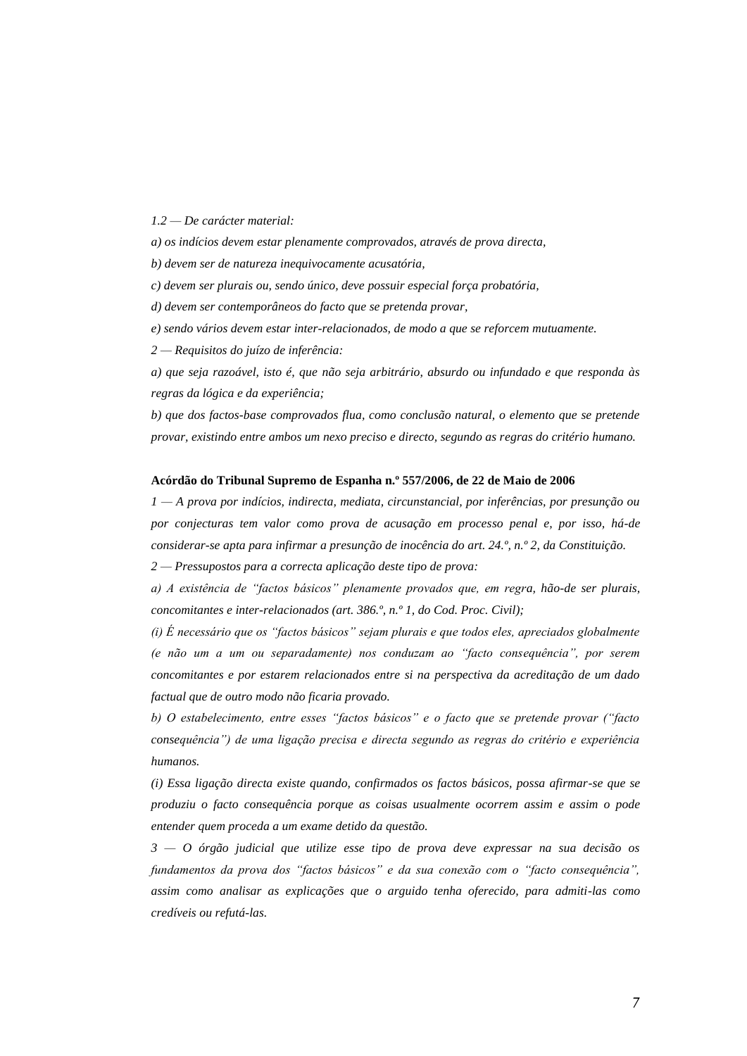*1.2 — De carácter material:*

*a) os indícios devem estar plenamente comprovados, através de prova directa,*

*b) devem ser de natureza inequivocamente acusatória,*

*c) devem ser plurais ou, sendo único, deve possuir especial força probatória,*

*d) devem ser contemporâneos do facto que se pretenda provar,*

*e) sendo vários devem estar inter-relacionados, de modo a que se reforcem mutuamente.*

*2 — Requisitos do juízo de inferência:*

*a) que seja razoável, isto é, que não seja arbitrário, absurdo ou infundado e que responda às regras da lógica e da experiência;*

*b) que dos factos-base comprovados flua, como conclusão natural, o elemento que se pretende provar, existindo entre ambos um nexo preciso e directo, segundo as regras do critério humano.*

**Acórdão do Tribunal Supremo de Espanha n.º 557/2006, de 22 de Maio de 2006**

*1 — A prova por indícios, indirecta, mediata, circunstancial, por inferências, por presunção ou por conjecturas tem valor como prova de acusação em processo penal e, por isso, há-de considerar-se apta para infirmar a presunção de inocência do art. 24.º, n.º 2, da Constituição.*

*2 — Pressupostos para a correcta aplicação deste tipo de prova:*

*a) A existência de "factos básicos" plenamente provados que, em regra, hão-de ser plurais, concomitantes e inter-relacionados (art. 386.º, n.º 1, do Cod. Proc. Civil);*

*(i) É necessário que os "factos básicos" sejam plurais e que todos eles, apreciados globalmente (e não um a um ou separadamente) nos conduzam ao "facto consequência", por serem concomitantes e por estarem relacionados entre si na perspectiva da acreditação de um dado factual que de outro modo não ficaria provado.*

*b) O estabelecimento, entre esses "factos básicos" e o facto que se pretende provar ("facto consequência") de uma ligação precisa e directa segundo as regras do critério e experiência humanos.*

*(i) Essa ligação directa existe quando, confirmados os factos básicos, possa afirmar-se que se produziu o facto consequência porque as coisas usualmente ocorrem assim e assim o pode entender quem proceda a um exame detido da questão.*

*3 — O órgão judicial que utilize esse tipo de prova deve expressar na sua decisão os fundamentos da prova dos "factos básicos" e da sua conexão com o "facto consequência", assim como analisar as explicações que o arguido tenha oferecido, para admiti-las como credíveis ou refutá-las.*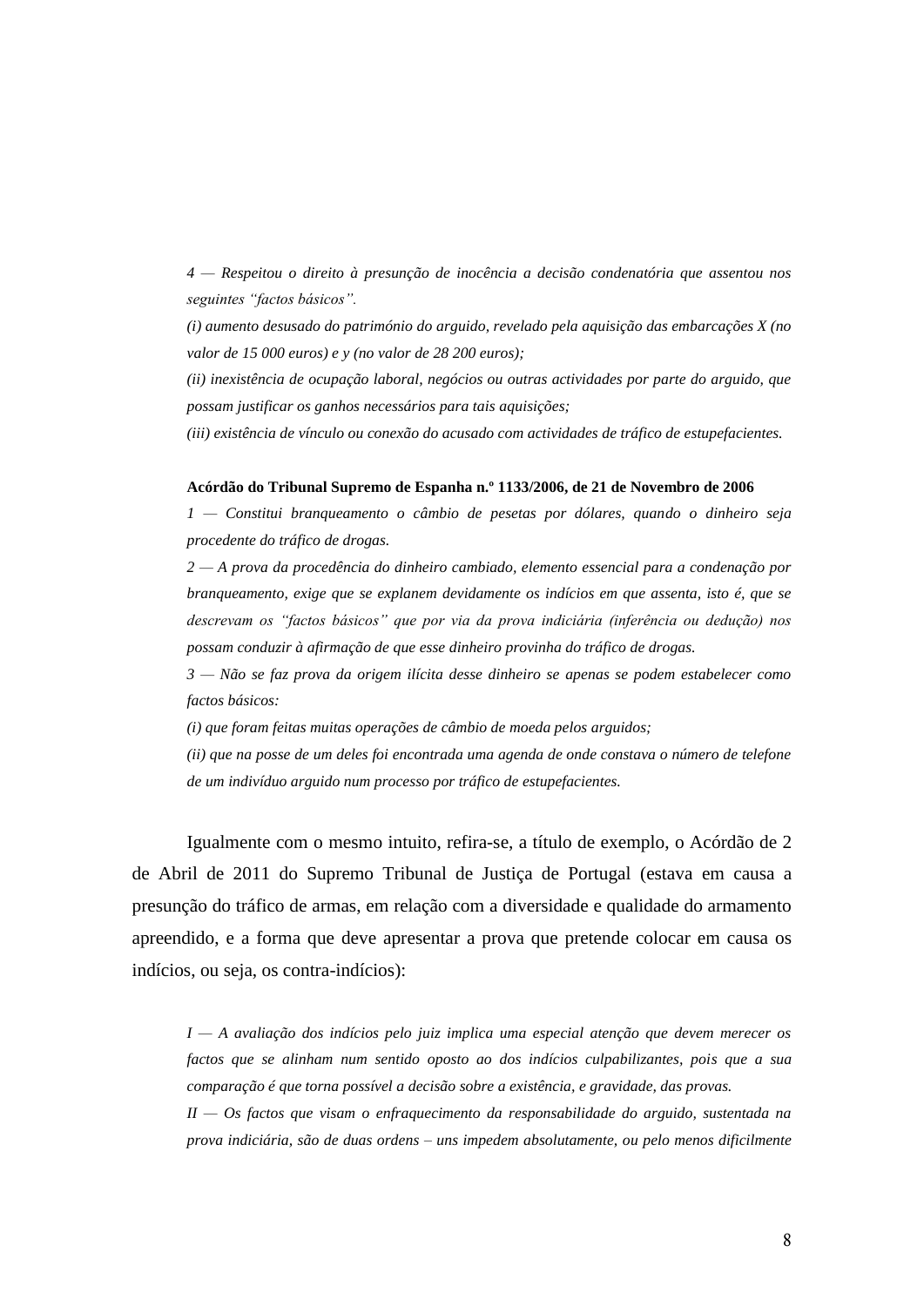*4 — Respeitou o direito à presunção de inocência a decisão condenatória que assentou nos seguintes "factos básicos".*

*(i) aumento desusado do património do arguido, revelado pela aquisição das embarcações X (no valor de 15 000 euros) e y (no valor de 28 200 euros);*

*(ii) inexistência de ocupação laboral, negócios ou outras actividades por parte do arguido, que possam justificar os ganhos necessários para tais aquisições;*

*(iii) existência de vínculo ou conexão do acusado com actividades de tráfico de estupefacientes.*

**Acórdão do Tribunal Supremo de Espanha n.º 1133/2006, de 21 de Novembro de 2006**

*1 — Constitui branqueamento o câmbio de pesetas por dólares, quando o dinheiro seja procedente do tráfico de drogas.*

*2 — A prova da procedência do dinheiro cambiado, elemento essencial para a condenação por branqueamento, exige que se explanem devidamente os indícios em que assenta, isto é, que se descrevam os "factos básicos" que por via da prova indiciária (inferência ou dedução) nos possam conduzir à afirmação de que esse dinheiro provinha do tráfico de drogas.*

*3 — Não se faz prova da origem ilícita desse dinheiro se apenas se podem estabelecer como factos básicos:*

*(i) que foram feitas muitas operações de câmbio de moeda pelos arguidos;*

*(ii) que na posse de um deles foi encontrada uma agenda de onde constava o número de telefone de um indivíduo arguido num processo por tráfico de estupefacientes.*

Igualmente com o mesmo intuito, refira-se, a título de exemplo, o Acórdão de 2 de Abril de 2011 do Supremo Tribunal de Justiça de Portugal (estava em causa a presunção do tráfico de armas, em relação com a diversidade e qualidade do armamento apreendido, e a forma que deve apresentar a prova que pretende colocar em causa os indícios, ou seja, os contra-indícios):

*I — A avaliação dos indícios pelo juiz implica uma especial atenção que devem merecer os factos que se alinham num sentido oposto ao dos indícios culpabilizantes, pois que a sua comparação é que torna possível a decisão sobre a existência, e gravidade, das provas.*

*II — Os factos que visam o enfraquecimento da responsabilidade do arguido, sustentada na prova indiciária, são de duas ordens – uns impedem absolutamente, ou pelo menos dificilmente*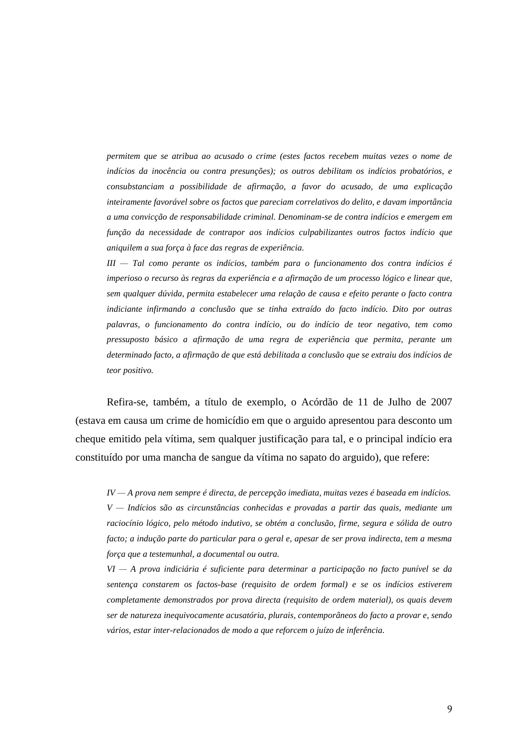*permitem que se atribua ao acusado o crime (estes factos recebem muitas vezes o nome de indícios da inocência ou contra presunções); os outros debilitam os indícios probatórios, e consubstanciam a possibilidade de afirmação, a favor do acusado, de uma explicação inteiramente favorável sobre os factos que pareciam correlativos do delito, e davam importância a uma convicção de responsabilidade criminal. Denominam-se de contra indícios e emergem em função da necessidade de contrapor aos indícios culpabilizantes outros factos indício que aniquilem a sua força à face das regras de experiência.*

*III — Tal como perante os indícios, também para o funcionamento dos contra indícios é imperioso o recurso às regras da experiência e a afirmação de um processo lógico e linear que, sem qualquer dúvida, permita estabelecer uma relação de causa e efeito perante o facto contra indiciante infirmando a conclusão que se tinha extraído do facto indício. Dito por outras palavras, o funcionamento do contra indício, ou do indício de teor negativo, tem como pressuposto básico a afirmação de uma regra de experiência que permita, perante um determinado facto, a afirmação de que está debilitada a conclusão que se extraiu dos indícios de teor positivo.*

Refira-se, também, a título de exemplo, o Acórdão de 11 de Julho de 2007 (estava em causa um crime de homicídio em que o arguido apresentou para desconto um cheque emitido pela vítima, sem qualquer justificação para tal, e o principal indício era constituído por uma mancha de sangue da vítima no sapato do arguido), que refere:

*IV — A prova nem sempre é directa, de percepção imediata, muitas vezes é baseada em indícios.*

*V — Indícios são as circunstâncias conhecidas e provadas a partir das quais, mediante um raciocínio lógico, pelo método indutivo, se obtém a conclusão, firme, segura e sólida de outro facto; a indução parte do particular para o geral e, apesar de ser prova indirecta, tem a mesma força que a testemunhal, a documental ou outra.*

*VI — A prova indiciária é suficiente para determinar a participação no facto punível se da sentença constarem os factos-base (requisito de ordem formal) e se os indícios estiverem completamente demonstrados por prova directa (requisito de ordem material), os quais devem ser de natureza inequivocamente acusatória, plurais, contemporâneos do facto a provar e, sendo vários, estar inter-relacionados de modo a que reforcem o juízo de inferência.*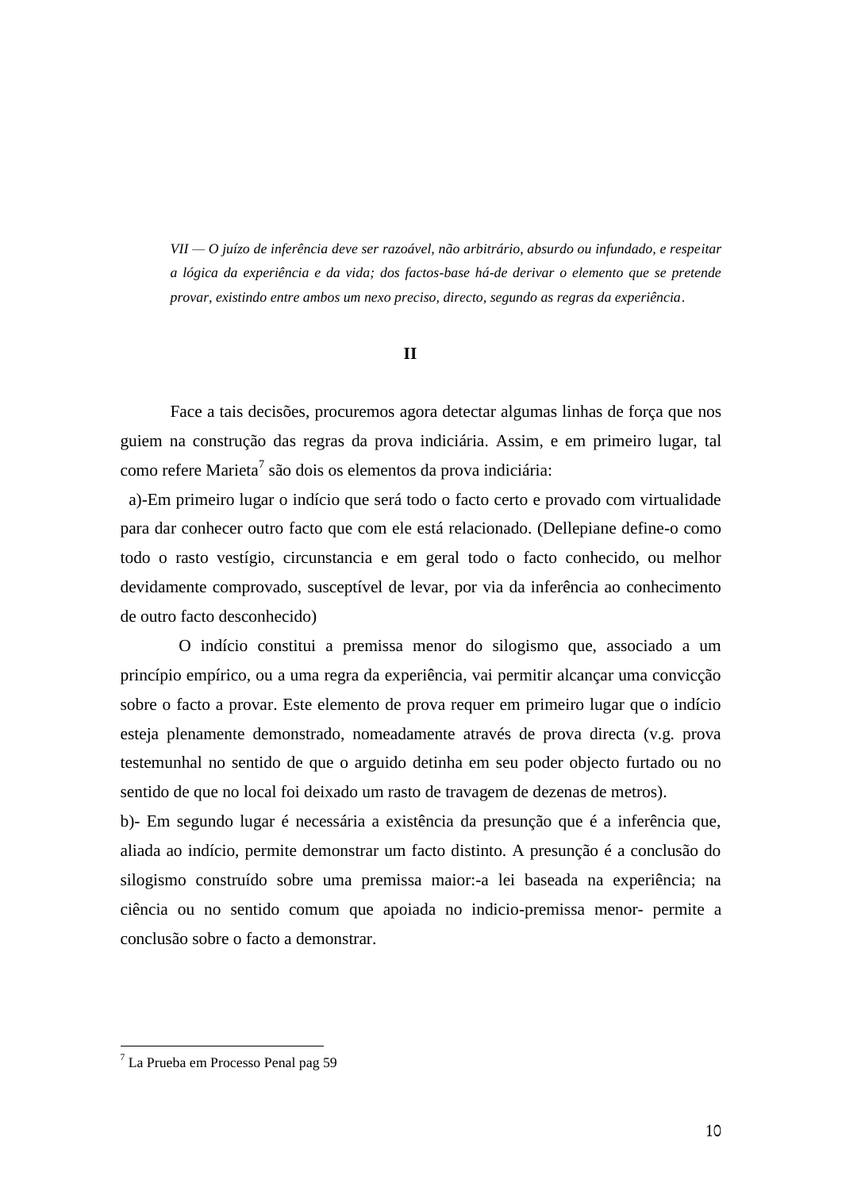*VII — O juízo de inferência deve ser razoável, não arbitrário, absurdo ou infundado, e respeitar a lógica da experiência e da vida; dos factos-base há-de derivar o elemento que se pretende provar, existindo entre ambos um nexo preciso, directo, segundo as regras da experiência*.

## II

Face a tais decisões, procuremos agora detectar algumas linhas de força que nos guiem na construção das regras da prova indiciária. Assim, e em primeiro lugar, tal como refere Marieta[7] são dois os elementos da prova indiciária:

a)-Em primeiro lugar o indício que será todo o facto certo e provado com virtualidade para dar conhecer outro facto que com ele está relacionado. (Dellepiane define-o como todo o rasto vestígio, circunstancia e em geral todo o facto conhecido, ou melhor devidamente comprovado, susceptível de levar, por via da inferência ao conhecimento de outro facto desconhecido)

O indício constitui a premissa menor do silogismo que, associado a um princípio empírico, ou a uma regra da experiência, vai permitir alcançar uma convicção sobre o facto a provar. Este elemento de prova requer em primeiro lugar que o indício esteja plenamente demonstrado, nomeadamente através de prova directa (v.g. prova testemunhal no sentido de que o arguido detinha em seu poder objecto furtado ou no sentido de que no local foi deixado um rasto de travagem de dezenas de metros).

b)- Em segundo lugar é necessária a existência da presunção que é a inferência que, aliada ao indício, permite demonstrar um facto distinto. A presunção é a conclusão do silogismo construído sobre uma premissa maior:-a lei baseada na experiência; na ciência ou no sentido comum que apoiada no indicio-premissa menor- permite a conclusão sobre o facto a demonstrar.

---

[7] La Prueba em Processo Penal pag 59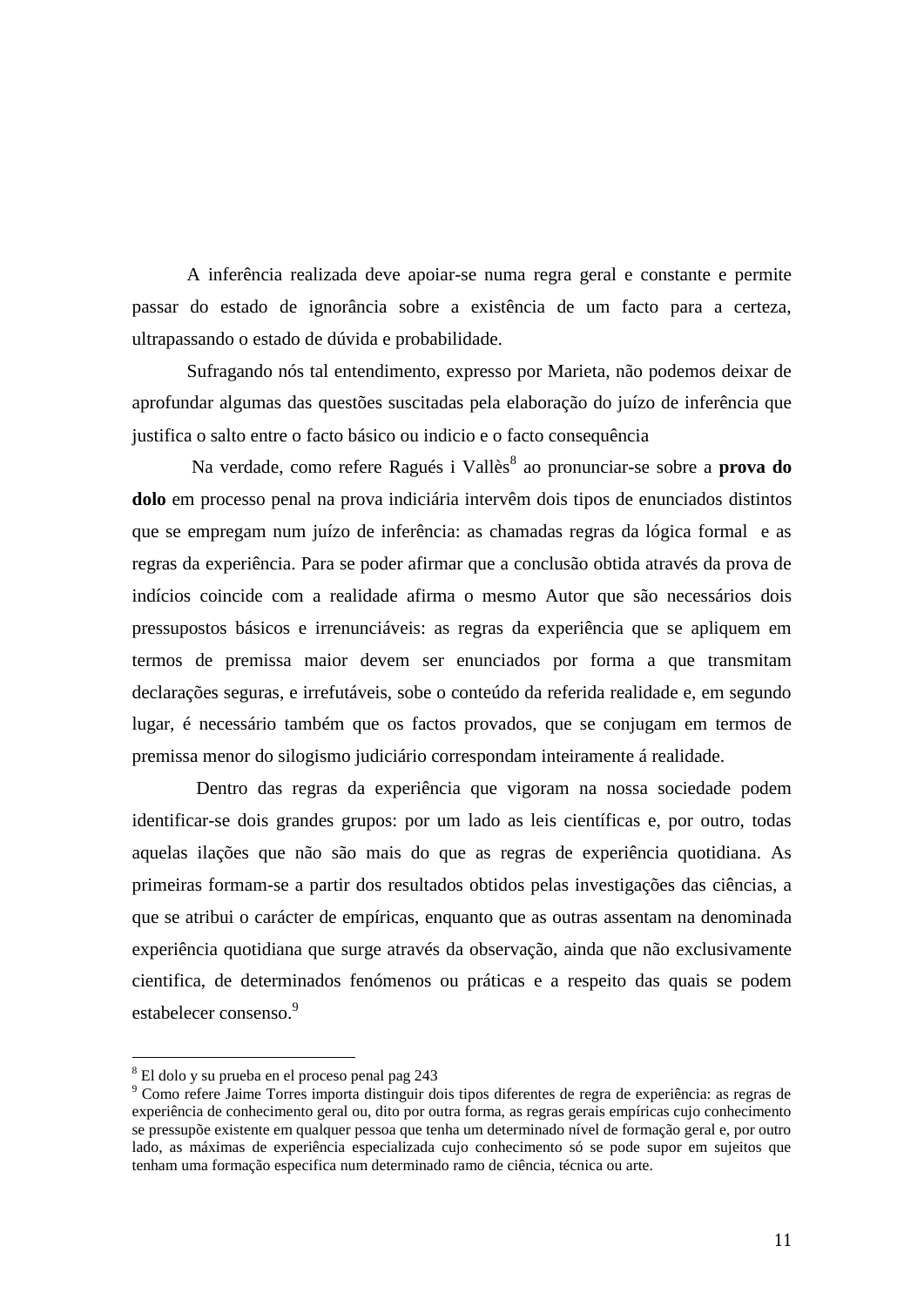A inferência realizada deve apoiar-se numa regra geral e constante e permite passar do estado de ignorância sobre a existência de um facto para a certeza, ultrapassando o estado de dúvida e probabilidade.

Sufragando nós tal entendimento, expresso por Marieta, não podemos deixar de aprofundar algumas das questões suscitadas pela elaboração do juízo de inferência que justifica o salto entre o facto básico ou indicio e o facto consequência

Na verdade, como refere Ragués i Vallès[8] ao pronunciar-se sobre a **prova do dolo** em processo penal na prova indiciária intervêm dois tipos de enunciados distintos que se empregam num juízo de inferência: as chamadas regras da lógica formal e as regras da experiência. Para se poder afirmar que a conclusão obtida através da prova de indícios coincide com a realidade afirma o mesmo Autor que são necessários dois pressupostos básicos e irrenunciáveis: as regras da experiência que se apliquem em termos de premissa maior devem ser enunciados por forma a que transmitam declarações seguras, e irrefutáveis, sobe o conteúdo da referida realidade e, em segundo lugar, é necessário também que os factos provados, que se conjugam em termos de premissa menor do silogismo judiciário correspondam inteiramente á realidade.

Dentro das regras da experiência que vigoram na nossa sociedade podem identificar-se dois grandes grupos: por um lado as leis científicas e, por outro, todas aquelas ilações que não são mais do que as regras de experiência quotidiana. As primeiras formam-se a partir dos resultados obtidos pelas investigações das ciências, a que se atribui o carácter de empíricas, enquanto que as outras assentam na denominada experiência quotidiana que surge através da observação, ainda que não exclusivamente cientifica, de determinados fenómenos ou práticas e a respeito das quais se podem estabelecer consenso.[9]

---

[8] El dolo y su prueba en el proceso penal pag 243

[9] Como refere Jaime Torres importa distinguir dois tipos diferentes de regra de experiência: as regras de experiência de conhecimento geral ou, dito por outra forma, as regras gerais empíricas cujo conhecimento se pressupõe existente em qualquer pessoa que tenha um determinado nível de formação geral e, por outro lado, as máximas de experiência especializada cujo conhecimento só se pode supor em sujeitos que tenham uma formação especifica num determinado ramo de ciência, técnica ou arte.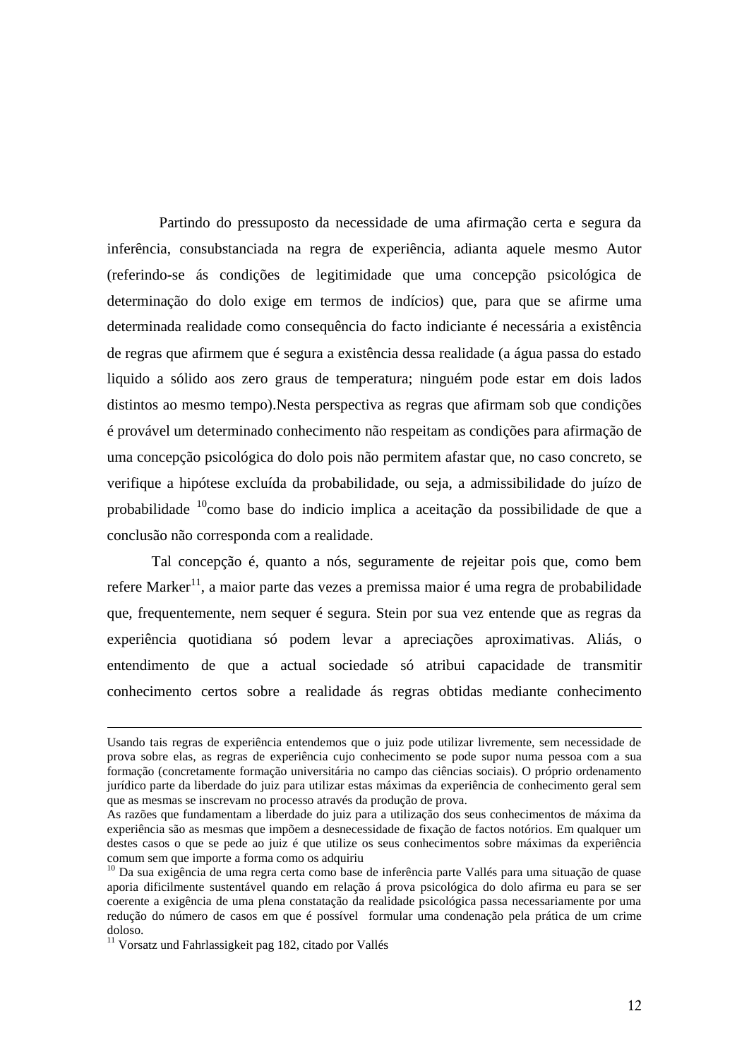Partindo do pressuposto da necessidade de uma afirmação certa e segura da inferência, consubstanciada na regra de experiência, adianta aquele mesmo Autor (referindo-se ás condições de legitimidade que uma concepção psicológica de determinação do dolo exige em termos de indícios) que, para que se afirme uma determinada realidade como consequência do facto indiciante é necessária a existência de regras que afirmem que é segura a existência dessa realidade (a água passa do estado liquido a sólido aos zero graus de temperatura; ninguém pode estar em dois lados distintos ao mesmo tempo).Nesta perspectiva as regras que afirmam sob que condições é provável um determinado conhecimento não respeitam as condições para afirmação de uma concepção psicológica do dolo pois não permitem afastar que, no caso concreto, se verifique a hipótese excluída da probabilidade, ou seja, a admissibilidade do juízo de probabilidade [10]como base do indicio implica a aceitação da possibilidade de que a conclusão não corresponda com a realidade.

Tal concepção é, quanto a nós, seguramente de rejeitar pois que, como bem refere Marker[11], a maior parte das vezes a premissa maior é uma regra de probabilidade que, frequentemente, nem sequer é segura. Stein por sua vez entende que as regras da experiência quotidiana só podem levar a apreciações aproximativas. Aliás, o entendimento de que a actual sociedade só atribui capacidade de transmitir conhecimento certos sobre a realidade ás regras obtidas mediante conhecimento

---

Usando tais regras de experiência entendemos que o juiz pode utilizar livremente, sem necessidade de prova sobre elas, as regras de experiência cujo conhecimento se pode supor numa pessoa com a sua formação (concretamente formação universitária no campo das ciências sociais). O próprio ordenamento jurídico parte da liberdade do juiz para utilizar estas máximas da experiência de conhecimento geral sem que as mesmas se inscrevam no processo através da produção de prova.

As razões que fundamentam a liberdade do juiz para a utilização dos seus conhecimentos de máxima da experiência são as mesmas que impõem a desnecessidade de fixação de factos notórios. Em qualquer um destes casos o que se pede ao juiz é que utilize os seus conhecimentos sobre máximas da experiência comum sem que importe a forma como os adquiriu

[10] Da sua exigência de uma regra certa como base de inferência parte Vallés para uma situação de quase aporia dificilmente sustentável quando em relação á prova psicológica do dolo afirma eu para se ser coerente a exigência de uma plena constatação da realidade psicológica passa necessariamente por uma redução do número de casos em que é possível formular uma condenação pela prática de um crime doloso.

[11] Vorsatz und Fahrlassigkeit pag 182, citado por Vallés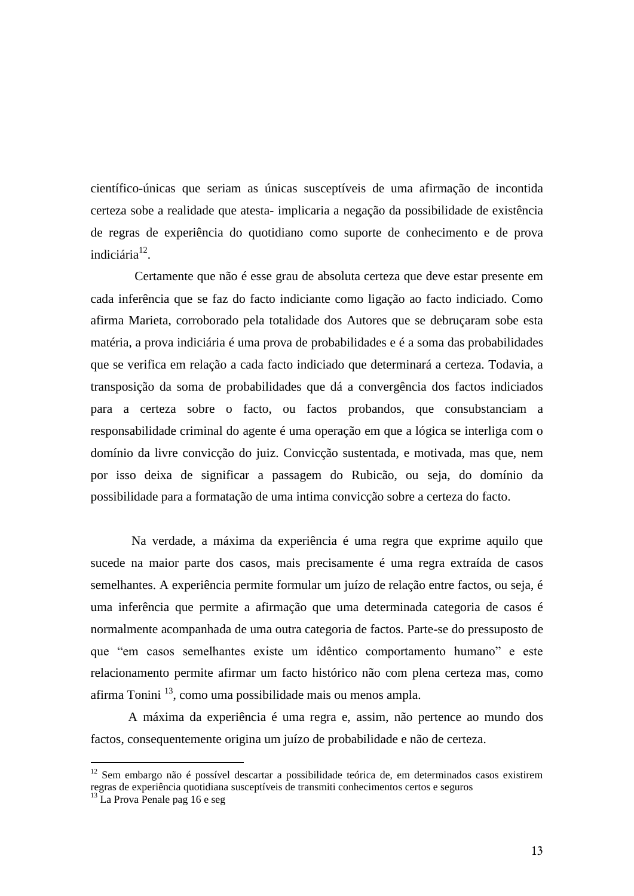científico-únicas que seriam as únicas susceptíveis de uma afirmação de incontida certeza sobe a realidade que atesta- implicaria a negação da possibilidade de existência de regras de experiência do quotidiano como suporte de conhecimento e de prova indiciária[12].

Certamente que não é esse grau de absoluta certeza que deve estar presente em cada inferência que se faz do facto indiciante como ligação ao facto indiciado. Como afirma Marieta, corroborado pela totalidade dos Autores que se debruçaram sobe esta matéria, a prova indiciária é uma prova de probabilidades e é a soma das probabilidades que se verifica em relação a cada facto indiciado que determinará a certeza. Todavia, a transposição da soma de probabilidades que dá a convergência dos factos indiciados para a certeza sobre o facto, ou factos probandos, que consubstanciam a responsabilidade criminal do agente é uma operação em que a lógica se interliga com o domínio da livre convicção do juiz. Convicção sustentada, e motivada, mas que, nem por isso deixa de significar a passagem do Rubicão, ou seja, do domínio da possibilidade para a formatação de uma intima convicção sobre a certeza do facto.

Na verdade, a máxima da experiência é uma regra que exprime aquilo que sucede na maior parte dos casos, mais precisamente é uma regra extraída de casos semelhantes. A experiência permite formular um juízo de relação entre factos, ou seja, é uma inferência que permite a afirmação que uma determinada categoria de casos é normalmente acompanhada de uma outra categoria de factos. Parte-se do pressuposto de que "em casos semelhantes existe um idêntico comportamento humano" e este relacionamento permite afirmar um facto histórico não com plena certeza mas, como afirma Tonini [13], como uma possibilidade mais ou menos ampla.

A máxima da experiência é uma regra e, assim, não pertence ao mundo dos factos, consequentemente origina um juízo de probabilidade e não de certeza.

---

[12] Sem embargo não é possível descartar a possibilidade teórica de, em determinados casos existirem regras de experiência quotidiana susceptíveis de transmiti conhecimentos certos e seguros

[13] La Prova Penale pag 16 e seg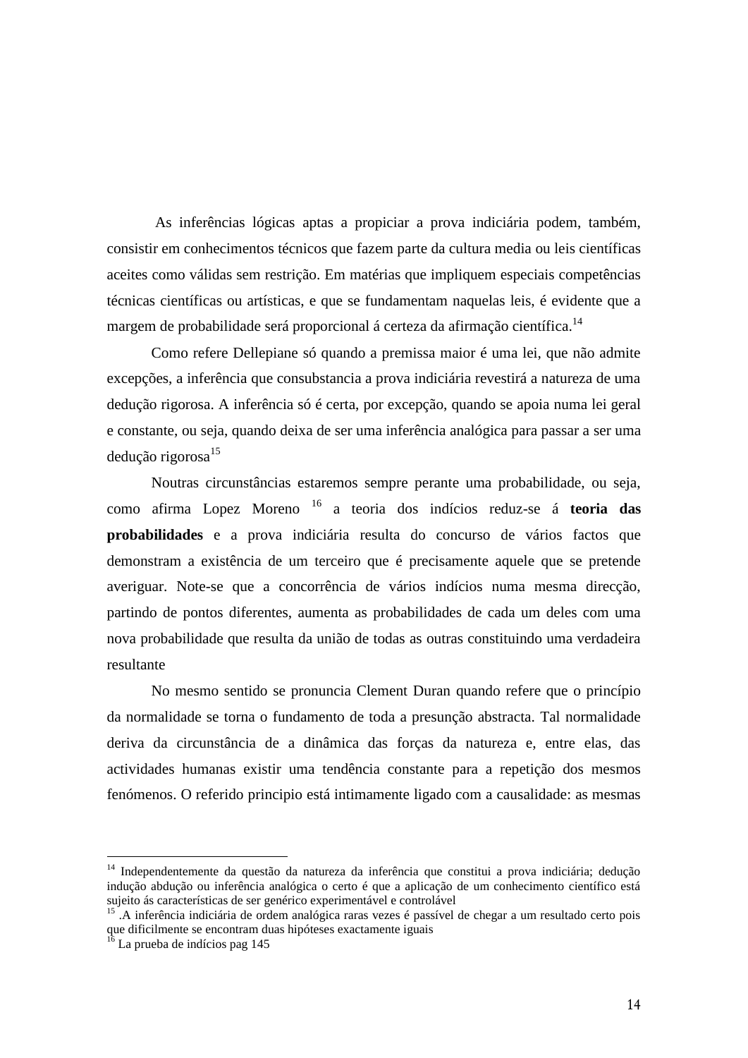As inferências lógicas aptas a propiciar a prova indiciária podem, também, consistir em conhecimentos técnicos que fazem parte da cultura media ou leis científicas aceites como válidas sem restrição. Em matérias que impliquem especiais competências técnicas científicas ou artísticas, e que se fundamentam naquelas leis, é evidente que a margem de probabilidade será proporcional á certeza da afirmação científica.[14]

Como refere Dellepiane só quando a premissa maior é uma lei, que não admite excepções, a inferência que consubstancia a prova indiciária revestirá a natureza de uma dedução rigorosa. A inferência só é certa, por excepção, quando se apoia numa lei geral e constante, ou seja, quando deixa de ser uma inferência analógica para passar a ser uma dedução rigorosa[15]

Noutras circunstâncias estaremos sempre perante uma probabilidade, ou seja, como afirma Lopez Moreno [16] a teoria dos indícios reduz-se á **teoria das probabilidades** e a prova indiciária resulta do concurso de vários factos que demonstram a existência de um terceiro que é precisamente aquele que se pretende averiguar. Note-se que a concorrência de vários indícios numa mesma direcção, partindo de pontos diferentes, aumenta as probabilidades de cada um deles com uma nova probabilidade que resulta da união de todas as outras constituindo uma verdadeira resultante

No mesmo sentido se pronuncia Clement Duran quando refere que o princípio da normalidade se torna o fundamento de toda a presunção abstracta. Tal normalidade deriva da circunstância de a dinâmica das forças da natureza e, entre elas, das actividades humanas existir uma tendência constante para a repetição dos mesmos fenómenos. O referido principio está intimamente ligado com a causalidade: as mesmas

---

[14] Independentemente da questão da natureza da inferência que constitui a prova indiciária; dedução indução abdução ou inferência analógica o certo é que a aplicação de um conhecimento científico está sujeito ás características de ser genérico experimentável e controlável

[15] .A inferência indiciária de ordem analógica raras vezes é passível de chegar a um resultado certo pois que dificilmente se encontram duas hipóteses exactamente iguais

[16] La prueba de indícios pag 145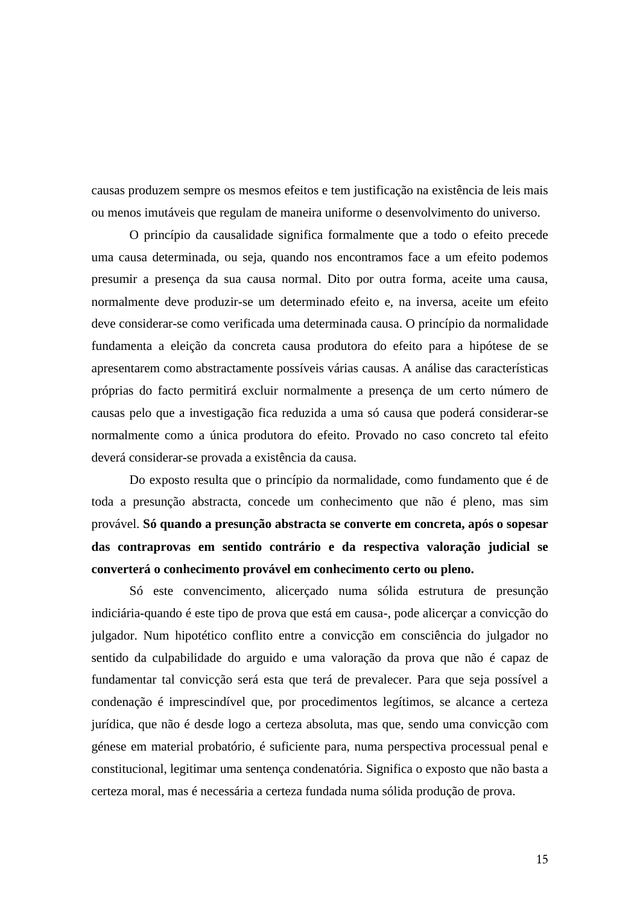causas produzem sempre os mesmos efeitos e tem justificação na existência de leis mais ou menos imutáveis que regulam de maneira uniforme o desenvolvimento do universo.

O princípio da causalidade significa formalmente que a todo o efeito precede uma causa determinada, ou seja, quando nos encontramos face a um efeito podemos presumir a presença da sua causa normal. Dito por outra forma, aceite uma causa, normalmente deve produzir-se um determinado efeito e, na inversa, aceite um efeito deve considerar-se como verificada uma determinada causa. O princípio da normalidade fundamenta a eleição da concreta causa produtora do efeito para a hipótese de se apresentarem como abstractamente possíveis várias causas. A análise das características próprias do facto permitirá excluir normalmente a presença de um certo número de causas pelo que a investigação fica reduzida a uma só causa que poderá considerar-se normalmente como a única produtora do efeito. Provado no caso concreto tal efeito deverá considerar-se provada a existência da causa.

Do exposto resulta que o princípio da normalidade, como fundamento que é de toda a presunção abstracta, concede um conhecimento que não é pleno, mas sim provável. **Só quando a presunção abstracta se converte em concreta, após o sopesar das contraprovas em sentido contrário e da respectiva valoração judicial se converterá o conhecimento provável em conhecimento certo ou pleno.**

Só este convencimento, alicerçado numa sólida estrutura de presunção indiciária-quando é este tipo de prova que está em causa-, pode alicerçar a convicção do julgador. Num hipotético conflito entre a convicção em consciência do julgador no sentido da culpabilidade do arguido e uma valoração da prova que não é capaz de fundamentar tal convicção será esta que terá de prevalecer. Para que seja possível a condenação é imprescindível que, por procedimentos legítimos, se alcance a certeza jurídica, que não é desde logo a certeza absoluta, mas que, sendo uma convicção com génese em material probatório, é suficiente para, numa perspectiva processual penal e constitucional, legitimar uma sentença condenatória. Significa o exposto que não basta a certeza moral, mas é necessária a certeza fundada numa sólida produção de prova.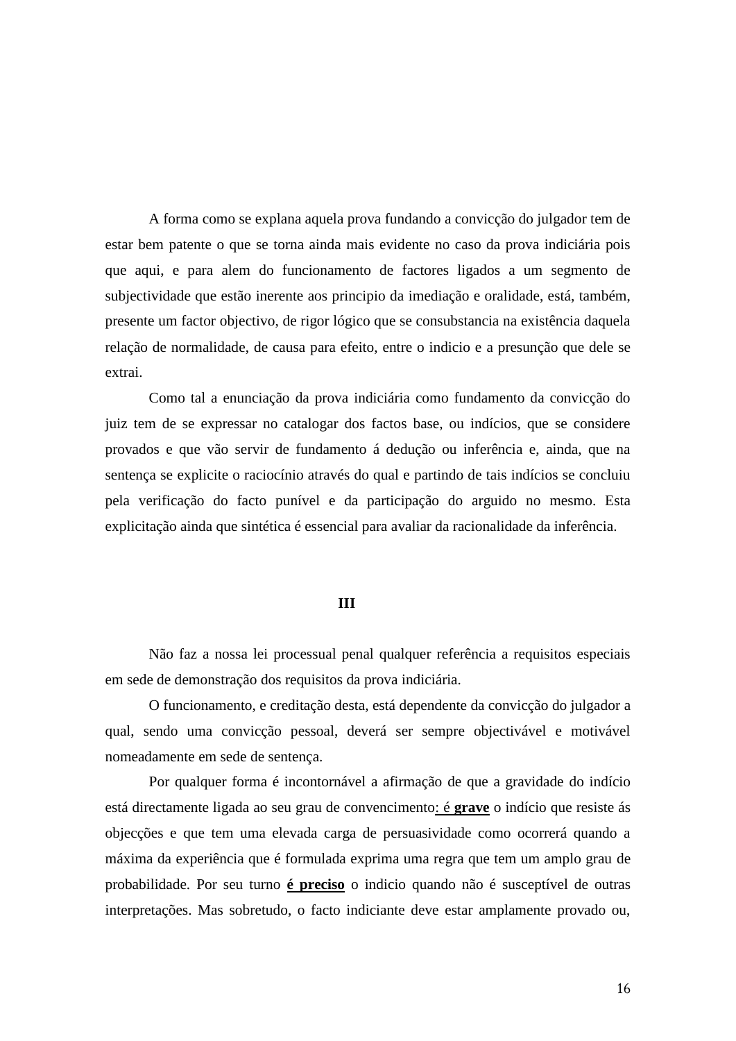A forma como se explana aquela prova fundando a convicção do julgador tem de estar bem patente o que se torna ainda mais evidente no caso da prova indiciária pois que aqui, e para alem do funcionamento de factores ligados a um segmento de subjectividade que estão inerente aos principio da imediação e oralidade, está, também, presente um factor objectivo, de rigor lógico que se consubstancia na existência daquela relação de normalidade, de causa para efeito, entre o indicio e a presunção que dele se extrai.

Como tal a enunciação da prova indiciária como fundamento da convicção do juiz tem de se expressar no catalogar dos factos base, ou indícios, que se considere provados e que vão servir de fundamento á dedução ou inferência e, ainda, que na sentença se explicite o raciocínio através do qual e partindo de tais indícios se concluiu pela verificação do facto punível e da participação do arguido no mesmo. Esta explicitação ainda que sintética é essencial para avaliar da racionalidade da inferência.

## III

Não faz a nossa lei processual penal qualquer referência a requisitos especiais em sede de demonstração dos requisitos da prova indiciária.

O funcionamento, e creditação desta, está dependente da convicção do julgador a qual, sendo uma convicção pessoal, deverá ser sempre objectivável e motivável nomeadamente em sede de sentença.

Por qualquer forma é incontornável a afirmação de que a gravidade do indício está directamente ligada ao seu grau de convencimento: é **grave** o indício que resiste ás objecções e que tem uma elevada carga de persuasividade como ocorrerá quando a máxima da experiência que é formulada exprima uma regra que tem um amplo grau de probabilidade. Por seu turno **é preciso** o indicio quando não é susceptível de outras interpretações. Mas sobretudo, o facto indiciante deve estar amplamente provado ou,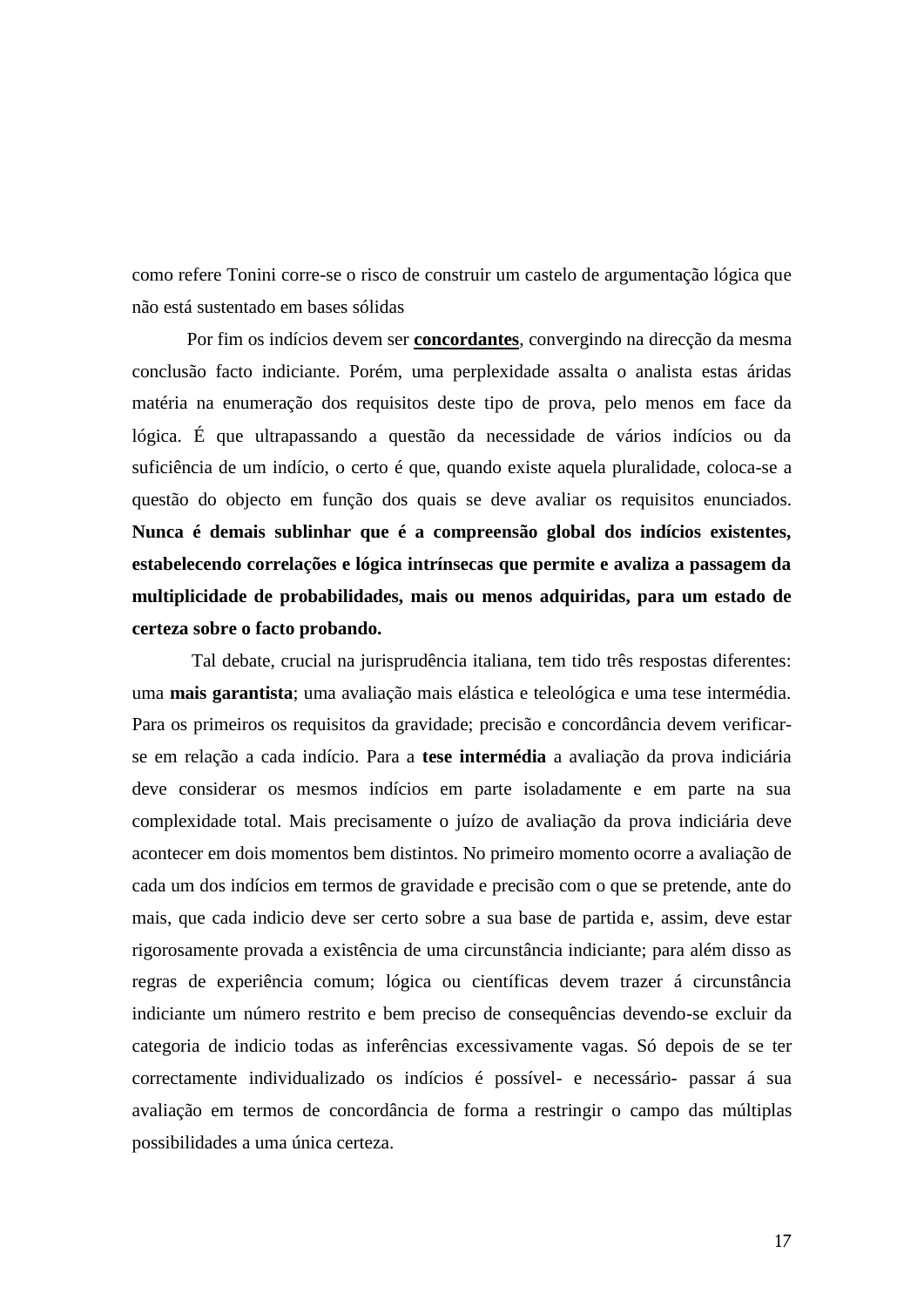como refere Tonini corre-se o risco de construir um castelo de argumentação lógica que não está sustentado em bases sólidas

Por fim os indícios devem ser **concordantes**, convergindo na direcção da mesma conclusão facto indiciante. Porém, uma perplexidade assalta o analista estas áridas matéria na enumeração dos requisitos deste tipo de prova, pelo menos em face da lógica. É que ultrapassando a questão da necessidade de vários indícios ou da suficiência de um indício, o certo é que, quando existe aquela pluralidade, coloca-se a questão do objecto em função dos quais se deve avaliar os requisitos enunciados. **Nunca é demais sublinhar que é a compreensão global dos indícios existentes, estabelecendo correlações e lógica intrínsecas que permite e avaliza a passagem da multiplicidade de probabilidades, mais ou menos adquiridas, para um estado de certeza sobre o facto probando.**

Tal debate, crucial na jurisprudência italiana, tem tido três respostas diferentes: uma **mais garantista**; uma avaliação mais elástica e teleológica e uma tese intermédia. Para os primeiros os requisitos da gravidade; precisão e concordância devem verificar-se em relação a cada indício. Para a **tese intermédia** a avaliação da prova indiciária deve considerar os mesmos indícios em parte isoladamente e em parte na sua complexidade total. Mais precisamente o juízo de avaliação da prova indiciária deve acontecer em dois momentos bem distintos. No primeiro momento ocorre a avaliação de cada um dos indícios em termos de gravidade e precisão com o que se pretende, ante do mais, que cada indicio deve ser certo sobre a sua base de partida e, assim, deve estar rigorosamente provada a existência de uma circunstância indiciante; para além disso as regras de experiência comum; lógica ou científicas devem trazer á circunstância indiciante um número restrito e bem preciso de consequências devendo-se excluir da categoria de indicio todas as inferências excessivamente vagas. Só depois de se ter correctamente individualizado os indícios é possível- e necessário- passar á sua avaliação em termos de concordância de forma a restringir o campo das múltiplas possibilidades a uma única certeza.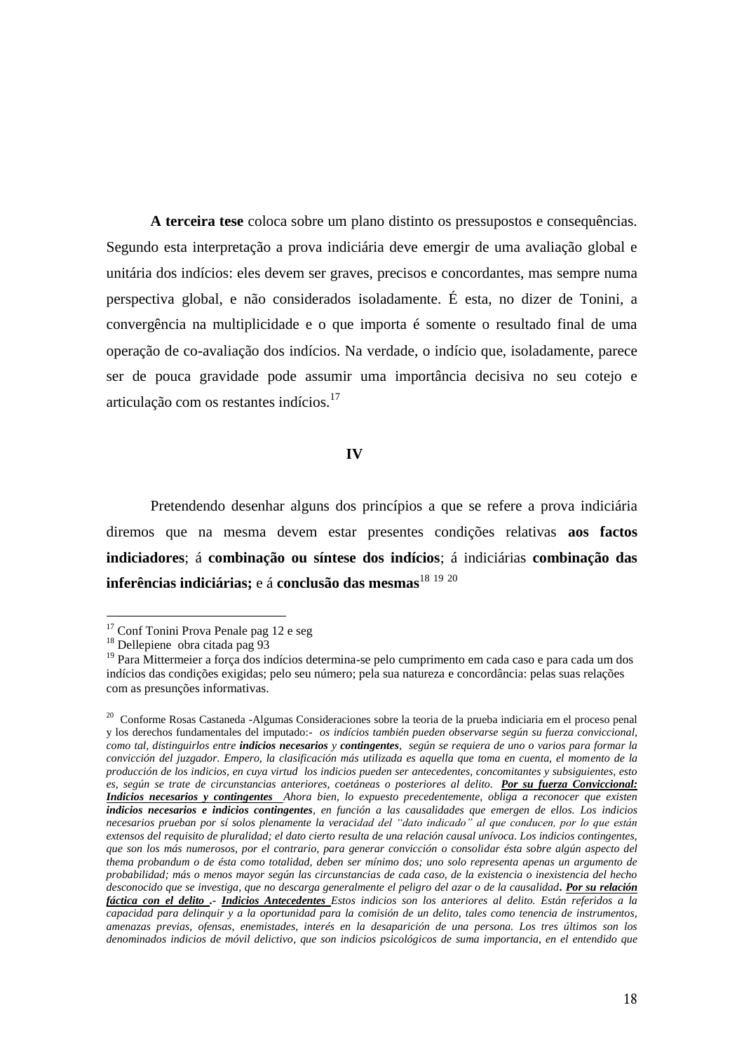**A terceira tese** coloca sobre um plano distinto os pressupostos e consequências. Segundo esta interpretação a prova indiciária deve emergir de uma avaliação global e unitária dos indícios: eles devem ser graves, precisos e concordantes, mas sempre numa perspectiva global, e não considerados isoladamente. É esta, no dizer de Tonini, a convergência na multiplicidade e o que importa é somente o resultado final de uma operação de co-avaliação dos indícios. Na verdade, o indício que, isoladamente, parece ser de pouca gravidade pode assumir uma importância decisiva no seu cotejo e articulação com os restantes indícios.[17]

## IV

Pretendendo desenhar alguns dos princípios a que se refere a prova indiciária diremos que na mesma devem estar presentes condições relativas **aos factos indiciadores**; á **combinação ou síntese dos indícios**; á indiciárias **combinação das inferências indiciárias;** e á **conclusão das mesmas**[18] [19] [20]

---

[17] Conf Tonini Prova Penale pag 12 e seg

[18] Dellepiene obra citada pag 93

[19] Para Mittermeier a força dos indícios determina-se pelo cumprimento em cada caso e para cada um dos indícios das condições exigidas; pelo seu número; pela sua natureza e concordância: pelas suas relações com as presunções informativas.

[20] Conforme Rosas Castaneda -Algumas Consideraciones sobre la teoria de la prueba indiciaria em el proceso penal y los derechos fundamentales del imputado:- *os indícios también pueden observarse según su fuerza conviccional, como tal, distinguirlos entre **indicios necesarios** y **contingentes**, según se requiera de uno o varios para formar la convicción del juzgador. Empero, la clasificación más utilizada es aquella que toma en cuenta, el momento de la producción de los indicios, en cuya virtud los indicios pueden ser antecedentes, concomitantes y subsiguientes, esto es, según se trate de circunstancias anteriores, coetáneas o posteriores al delito. **Por su fuerza Conviccional: Indicios necesarios y contingentes** Ahora bien, lo expuesto precedentemente, obliga a reconocer que existen **indicios necesarios e indicios contingentes**, en función a las causalidades que emergen de ellos. Los indicios necesarios prueban por sí solos plenamente la veracidad del "dato indicado" al que conducen, por lo que están extensos del requisito de pluralidad; el dato cierto resulta de una relación causal unívoca. Los indicios contingentes, que son los más numerosos, por el contrario, para generar convicción o consolidar ésta sobre algún aspecto del thema probandum o de ésta como totalidad, deben ser mínimo dos; uno solo representa apenas un argumento de probabilidad; más o menos mayor según las circunstancias de cada caso, de la existencia o inexistencia del hecho desconocido que se investiga, que no descarga generalmente el peligro del azar o de la causalidad. **Por su relación fáctica con el delito .- Indicios Antecedentes** Estos indicios son los anteriores al delito. Están referidos a la capacidad para delinquir y a la oportunidad para la comisión de un delito, tales como tenencia de instrumentos, amenazas previas, ofensas, enemistades, interés en la desaparición de una persona. Los tres últimos son los denominados indicios de móvil delictivo, que son indicios psicológicos de suma importancia, en el entendido que*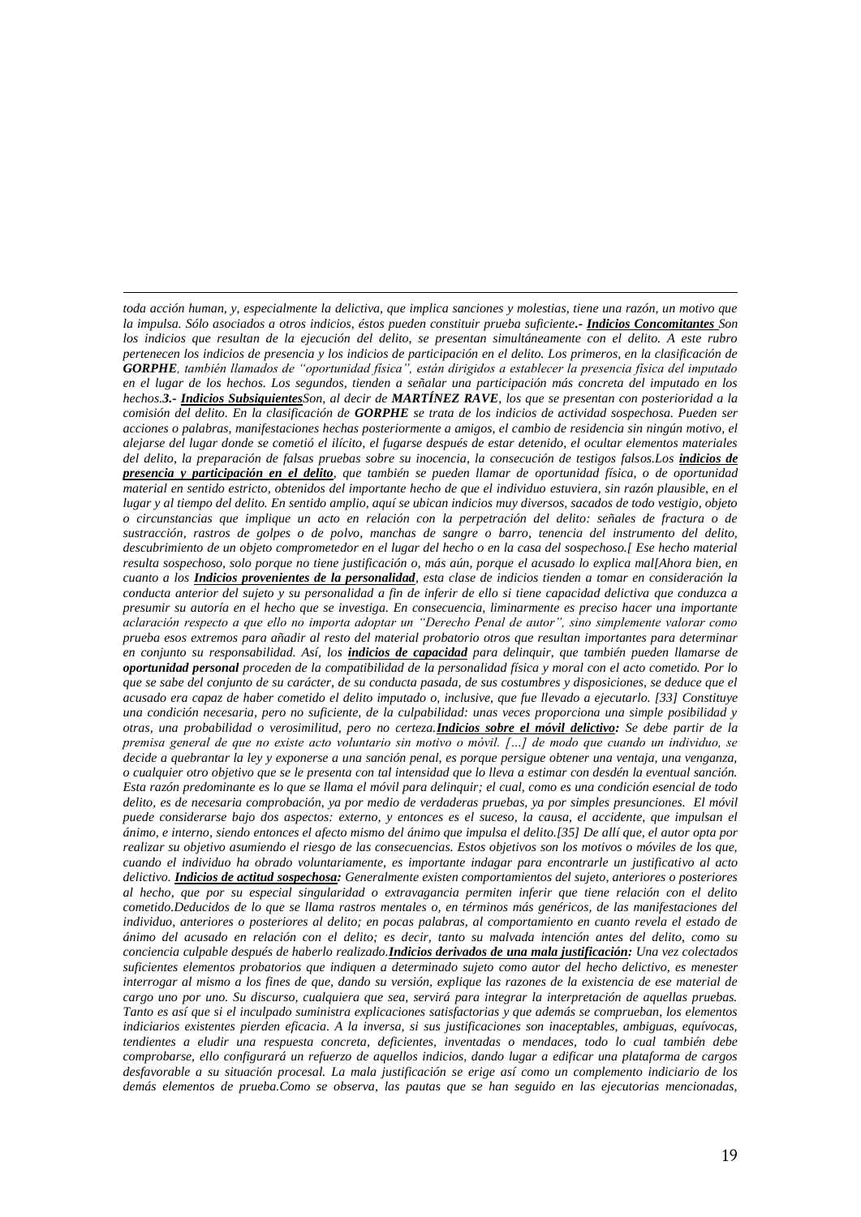*toda acción human, y, especialmente la delictiva, que implica sanciones y molestias, tiene una razón, un motivo que la impulsa. Sólo asociados a otros indicios, éstos pueden constituir prueba suficiente.- **Indicios Concomitantes** Son los indicios que resultan de la ejecución del delito, se presentan simultáneamente con el delito. A este rubro pertenecen los indicios de presencia y los indicios de participación en el delito. Los primeros, en la clasificación de **GORPHE**, también llamados de "oportunidad física", están dirigidos a establecer la presencia física del imputado en el lugar de los hechos. Los segundos, tienden a señalar una participación más concreta del imputado en los hechos.**3.- Indicios Subsiguientes**Son, al decir de **MARTÍNEZ RAVE**, los que se presentan con posterioridad a la comisión del delito. En la clasificación de **GORPHE** se trata de los indicios de actividad sospechosa. Pueden ser acciones o palabras, manifestaciones hechas posteriormente a amigos, el cambio de residencia sin ningún motivo, el alejarse del lugar donde se cometió el ilícito, el fugarse después de estar detenido, el ocultar elementos materiales del delito, la preparación de falsas pruebas sobre su inocencia, la consecución de testigos falsos.Los **indicios de presencia y participación en el delito**, que también se pueden llamar de oportunidad física, o de oportunidad material en sentido estricto, obtenidos del importante hecho de que el individuo estuviera, sin razón plausible, en el lugar y al tiempo del delito. En sentido amplio, aquí se ubican indicios muy diversos, sacados de todo vestigio, objeto o circunstancias que implique un acto en relación con la perpetración del delito: señales de fractura o de sustracción, rastros de golpes o de polvo, manchas de sangre o barro, tenencia del instrumento del delito, descubrimiento de un objeto comprometedor en el lugar del hecho o en la casa del sospechoso.[ Ese hecho material resulta sospechoso, solo porque no tiene justificación o, más aún, porque el acusado lo explica mal[Ahora bien, en cuanto a los **Indicios provenientes de la personalidad**, esta clase de indicios tienden a tomar en consideración la conducta anterior del sujeto y su personalidad a fin de inferir de ello si tiene capacidad delictiva que conduzca a presumir su autoría en el hecho que se investiga. En consecuencia, liminarmente es preciso hacer una importante aclaración respecto a que ello no importa adoptar un "Derecho Penal de autor", sino simplemente valorar como prueba esos extremos para añadir al resto del material probatorio otros que resultan importantes para determinar en conjunto su responsabilidad. Así, los **indicios de capacidad** para delinquir, que también pueden llamarse de **oportunidad personal** proceden de la compatibilidad de la personalidad física y moral con el acto cometido. Por lo que se sabe del conjunto de su carácter, de su conducta pasada, de sus costumbres y disposiciones, se deduce que el acusado era capaz de haber cometido el delito imputado o, inclusive, que fue llevado a ejecutarlo. [33] Constituye una condición necesaria, pero no suficiente, de la culpabilidad: unas veces proporciona una simple posibilidad y otras, una probabilidad o verosimilitud, pero no certeza.**Indicios sobre el móvil delictivo:** Se debe partir de la premisa general de que no existe acto voluntario sin motivo o móvil. [...] de modo que cuando un individuo, se decide a quebrantar la ley y exponerse a una sanción penal, es porque persigue obtener una ventaja, una venganza, o cualquier otro objetivo que se le presenta con tal intensidad que lo lleva a estimar con desdén la eventual sanción. Esta razón predominante es lo que se llama el móvil para delinquir; el cual, como es una condición esencial de todo delito, es de necesaria comprobación, ya por medio de verdaderas pruebas, ya por simples presunciones. El móvil puede considerarse bajo dos aspectos: externo, y entonces es el suceso, la causa, el accidente, que impulsan el ánimo, e interno, siendo entonces el afecto mismo del ánimo que impulsa el delito.[35] De allí que, el autor opta por realizar su objetivo asumiendo el riesgo de las consecuencias. Estos objetivos son los motivos o móviles de los que, cuando el individuo ha obrado voluntariamente, es importante indagar para encontrarle un justificativo al acto delictivo. **Indicios de actitud sospechosa:** Generalmente existen comportamientos del sujeto, anteriores o posteriores al hecho, que por su especial singularidad o extravagancia permiten inferir que tiene relación con el delito cometido.Deducidos de lo que se llama rastros mentales o, en términos más genéricos, de las manifestaciones del individuo, anteriores o posteriores al delito; en pocas palabras, al comportamiento en cuanto revela el estado de ánimo del acusado en relación con el delito; es decir, tanto su malvada intención antes del delito, como su conciencia culpable después de haberlo realizado.**Indicios derivados de una mala justificación:** Una vez colectados suficientes elementos probatorios que indiquen a determinado sujeto como autor del hecho delictivo, es menester interrogar al mismo a los fines de que, dando su versión, explique las razones de la existencia de ese material de cargo uno por uno. Su discurso, cualquiera que sea, servirá para integrar la interpretación de aquellas pruebas. Tanto es así que si el inculpado suministra explicaciones satisfactorias y que además se comprueban, los elementos indiciarios existentes pierden eficacia. A la inversa, si sus justificaciones son inaceptables, ambiguas, equívocas, tendientes a eludir una respuesta concreta, deficientes, inventadas o mendaces, todo lo cual también debe comprobarse, ello configurará un refuerzo de aquellos indicios, dando lugar a edificar una plataforma de cargos desfavorable a su situación procesal. La mala justificación se erige así como un complemento indiciario de los demás elementos de prueba.Como se observa, las pautas que se han seguido en las ejecutorias mencionadas,*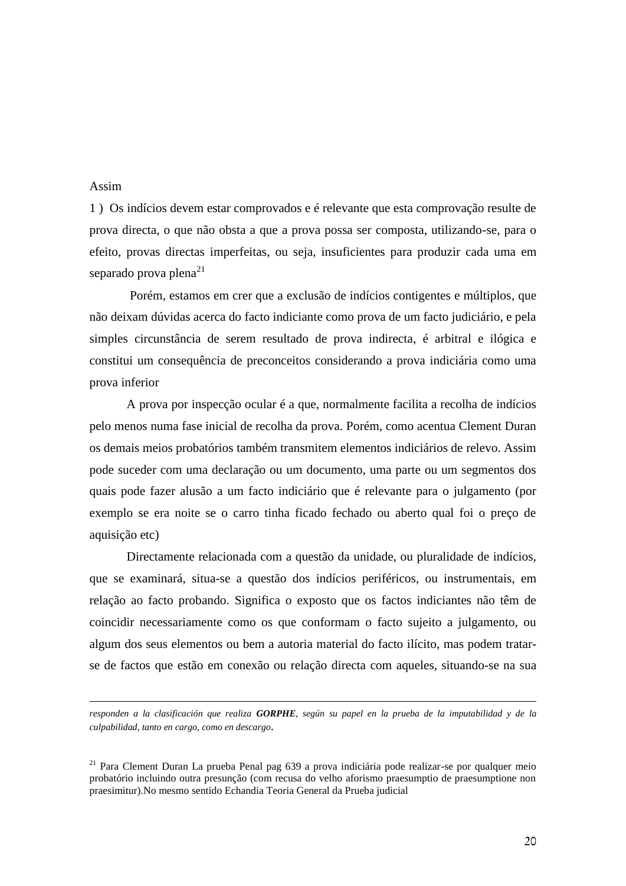Assim

1 ) Os indícios devem estar comprovados e é relevante que esta comprovação resulte de prova directa, o que não obsta a que a prova possa ser composta, utilizando-se, para o efeito, provas directas imperfeitas, ou seja, insuficientes para produzir cada uma em separado prova plena[21]

Porém, estamos em crer que a exclusão de indícios contigentes e múltiplos, que não deixam dúvidas acerca do facto indiciante como prova de um facto judiciário, e pela simples circunstância de serem resultado de prova indirecta, é arbitral e ilógica e constitui um consequência de preconceitos considerando a prova indiciária como uma prova inferior

A prova por inspecção ocular é a que, normalmente facilita a recolha de indícios pelo menos numa fase inicial de recolha da prova. Porém, como acentua Clement Duran os demais meios probatórios também transmitem elementos indiciários de relevo. Assim pode suceder com uma declaração ou um documento, uma parte ou um segmentos dos quais pode fazer alusão a um facto indiciário que é relevante para o julgamento (por exemplo se era noite se o carro tinha ficado fechado ou aberto qual foi o preço de aquisição etc)

Directamente relacionada com a questão da unidade, ou pluralidade de indícios, que se examinará, situa-se a questão dos indícios periféricos, ou instrumentais, em relação ao facto probando. Significa o exposto que os factos indiciantes não têm de coincidir necessariamente como os que conformam o facto sujeito a julgamento, ou algum dos seus elementos ou bem a autoria material do facto ilícito, mas podem tratar-se de factos que estão em conexão ou relação directa com aqueles, situando-se na sua

---

*responden a la clasificación que realiza **GORPHE**, según su papel en la prueba de la imputabilidad y de la culpabilidad, tanto en cargo, como en descargo***.**

[21] Para Clement Duran La prueba Penal pag 639 a prova indiciária pode realizar-se por qualquer meio probatório incluindo outra presunção (com recusa do velho aforismo praesumptio de praesumptione non praesimitur).No mesmo sentido Echandia Teoria General da Prueba judicial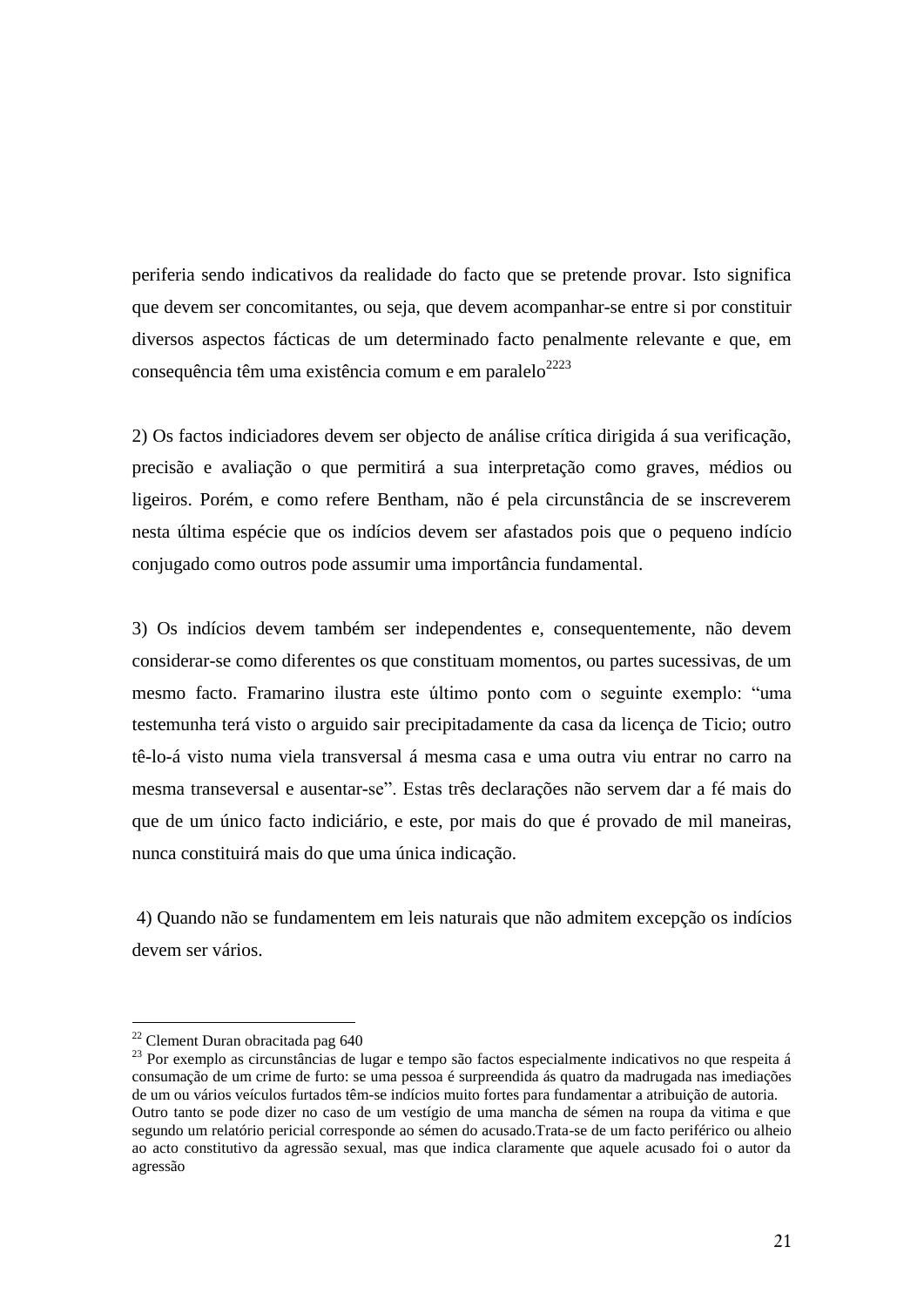periferia sendo indicativos da realidade do facto que se pretende provar. Isto significa que devem ser concomitantes, ou seja, que devem acompanhar-se entre si por constituir diversos aspectos fácticas de um determinado facto penalmente relevante e que, em consequência têm uma existência comum e em paralelo[22][23]

2) Os factos indiciadores devem ser objecto de análise crítica dirigida á sua verificação, precisão e avaliação o que permitirá a sua interpretação como graves, médios ou ligeiros. Porém, e como refere Bentham, não é pela circunstância de se inscreverem nesta última espécie que os indícios devem ser afastados pois que o pequeno indício conjugado como outros pode assumir uma importância fundamental.

3) Os indícios devem também ser independentes e, consequentemente, não devem considerar-se como diferentes os que constituam momentos, ou partes sucessivas, de um mesmo facto. Framarino ilustra este último ponto com o seguinte exemplo: "uma testemunha terá visto o arguido sair precipitadamente da casa da licença de Ticio; outro tê-lo-á visto numa viela transversal á mesma casa e uma outra viu entrar no carro na mesma transeversal e ausentar-se". Estas três declarações não servem dar a fé mais do que de um único facto indiciário, e este, por mais do que é provado de mil maneiras, nunca constituirá mais do que uma única indicação.

4) Quando não se fundamentem em leis naturais que não admitem excepção os indícios devem ser vários.

---

[22] Clement Duran obracitada pag 640

[23] Por exemplo as circunstâncias de lugar e tempo são factos especialmente indicativos no que respeita á consumação de um crime de furto: se uma pessoa é surpreendida ás quatro da madrugada nas imediações de um ou vários veículos furtados têm-se indícios muito fortes para fundamentar a atribuição de autoria. Outro tanto se pode dizer no caso de um vestígio de uma mancha de sémen na roupa da vitima e que segundo um relatório pericial corresponde ao sémen do acusado.Trata-se de um facto periférico ou alheio ao acto constitutivo da agressão sexual, mas que indica claramente que aquele acusado foi o autor da agressão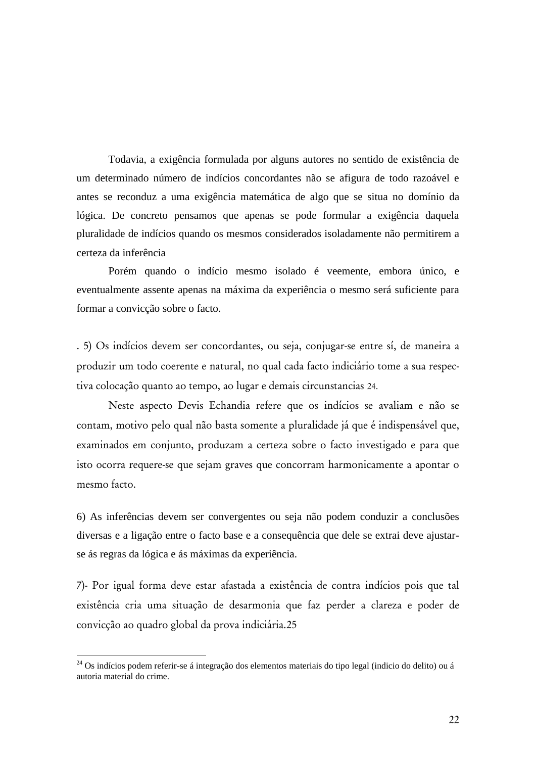Todavia, a exigência formulada por alguns autores no sentido de existência de um determinado número de indícios concordantes não se afigura de todo razoável e antes se reconduz a uma exigência matemática de algo que se situa no domínio da lógica. De concreto pensamos que apenas se pode formular a exigência daquela pluralidade de indícios quando os mesmos considerados isoladamente não permitirem a certeza da inferência

Porém quando o indício mesmo isolado é veemente, embora único, e eventualmente assente apenas na máxima da experiência o mesmo será suficiente para formar a convicção sobre o facto.

. 5) Os indícios devem ser concordantes, ou seja, conjugar-se entre sí, de maneira a produzir um todo coerente e natural, no qual cada facto indiciário tome a sua respectiva colocação quanto ao tempo, ao lugar e demais circunstancias 24.

Neste aspecto Devis Echandia refere que os indícios se avaliam e não se contam, motivo pelo qual não basta somente a pluralidade já que é indispensável que, examinados em conjunto, produzam a certeza sobre o facto investigado e para que isto ocorra requere-se que sejam graves que concorram harmonicamente a apontar o mesmo facto.

6) As inferências devem ser convergentes ou seja não podem conduzir a conclusões diversas e a ligação entre o facto base e a consequência que dele se extrai deve ajustar-se ás regras da lógica e ás máximas da experiência.

7)- Por igual forma deve estar afastada a existência de contra indícios pois que tal existência cria uma situação de desarmonia que faz perder a clareza e poder de convicção ao quadro global da prova indiciária.25

---

[24] Os indícios podem referir-se á integração dos elementos materiais do tipo legal (indicio do delito) ou á autoria material do crime.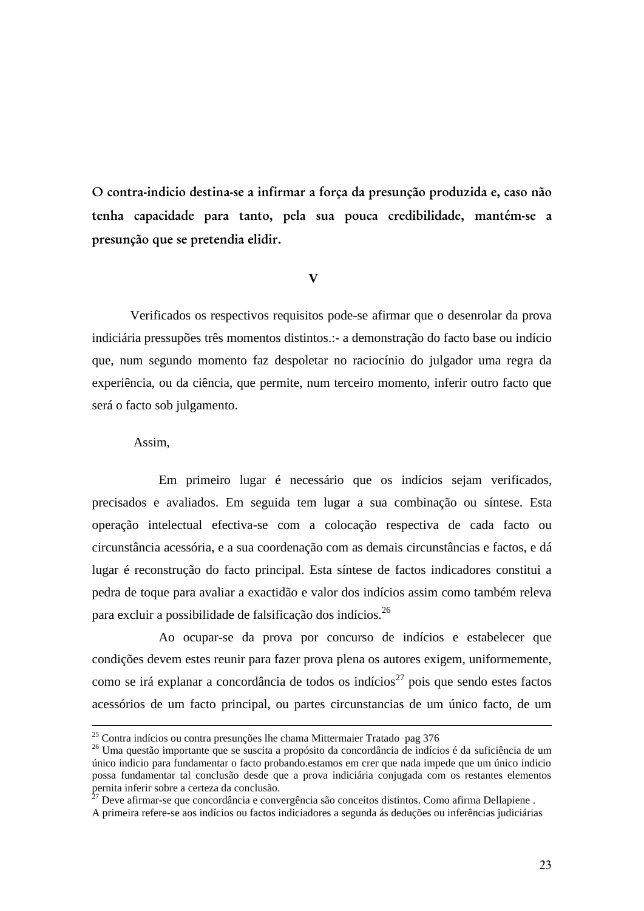**O contra-indicio destina-se a infirmar a força da presunção produzida e, caso não tenha capacidade para tanto, pela sua pouca credibilidade, mantém-se a presunção que se pretendia elidir.**

## V

Verificados os respectivos requisitos pode-se afirmar que o desenrolar da prova indiciária pressupões três momentos distintos.:- a demonstração do facto base ou indício que, num segundo momento faz despoletar no raciocínio do julgador uma regra da experiência, ou da ciência, que permite, num terceiro momento, inferir outro facto que será o facto sob julgamento.

Assim,

Em primeiro lugar é necessário que os indícios sejam verificados, precisados e avaliados. Em seguida tem lugar a sua combinação ou síntese. Esta operação intelectual efectiva-se com a colocação respectiva de cada facto ou circunstância acessória, e a sua coordenação com as demais circunstâncias e factos, e dá lugar é reconstrução do facto principal. Esta síntese de factos indicadores constitui a pedra de toque para avaliar a exactidão e valor dos indícios assim como também releva para excluir a possibilidade de falsificação dos indícios.[26]

Ao ocupar-se da prova por concurso de indícios e estabelecer que condições devem estes reunir para fazer prova plena os autores exigem, uniformemente, como se irá explanar a concordância de todos os indícios[27] pois que sendo estes factos acessórios de um facto principal, ou partes circunstancias de um único facto, de um

---

[25] Contra indícios ou contra presunções lhe chama Mittermaier Tratado pag 376

[26] Uma questão importante que se suscita a propósito da concordância de indícios é da suficiência de um único indicio para fundamentar o facto probando.estamos em crer que nada impede que um único indicio possa fundamentar tal conclusão desde que a prova indiciária conjugada com os restantes elementos pernita inferir sobre a certeza da conclusão.

[27] Deve afirmar-se que concordância e convergência são conceitos distintos. Como afirma Dellapiene . A primeira refere-se aos indícios ou factos indiciadores a segunda ás deduções ou inferências judiciárias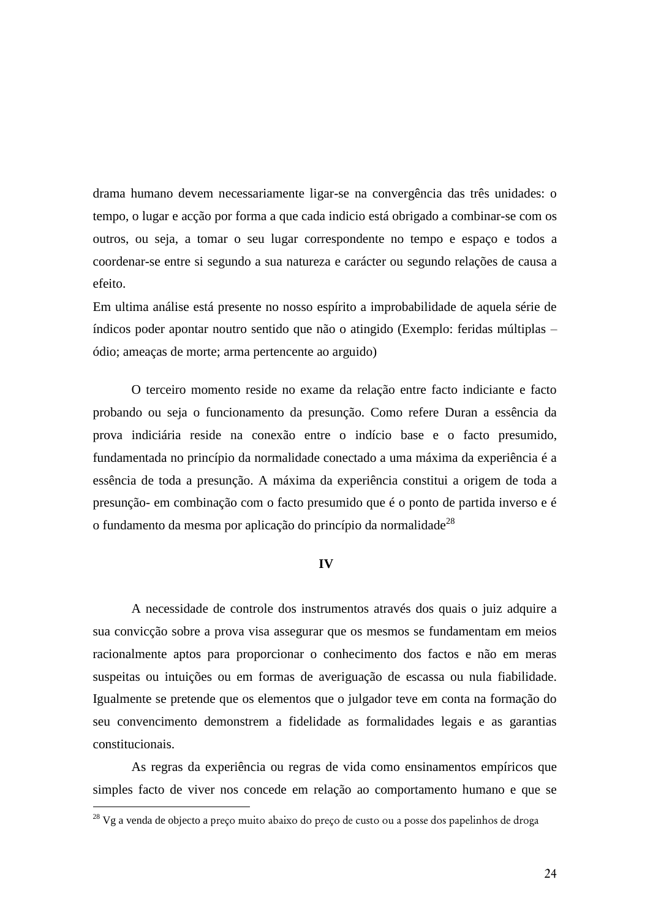drama humano devem necessariamente ligar-se na convergência das três unidades: o tempo, o lugar e acção por forma a que cada indicio está obrigado a combinar-se com os outros, ou seja, a tomar o seu lugar correspondente no tempo e espaço e todos a coordenar-se entre si segundo a sua natureza e carácter ou segundo relações de causa a efeito.

Em ultima análise está presente no nosso espírito a improbabilidade de aquela série de índicos poder apontar noutro sentido que não o atingido (Exemplo: feridas múltiplas – ódio; ameaças de morte; arma pertencente ao arguido)

O terceiro momento reside no exame da relação entre facto indiciante e facto probando ou seja o funcionamento da presunção. Como refere Duran a essência da prova indiciária reside na conexão entre o indício base e o facto presumido, fundamentada no princípio da normalidade conectado a uma máxima da experiência é a essência de toda a presunção. A máxima da experiência constitui a origem de toda a presunção- em combinação com o facto presumido que é o ponto de partida inverso e é o fundamento da mesma por aplicação do princípio da normalidade[28]

**IV**

A necessidade de controle dos instrumentos através dos quais o juiz adquire a sua convicção sobre a prova visa assegurar que os mesmos se fundamentam em meios racionalmente aptos para proporcionar o conhecimento dos factos e não em meras suspeitas ou intuições ou em formas de averiguação de escassa ou nula fiabilidade. Igualmente se pretende que os elementos que o julgador teve em conta na formação do seu convencimento demonstrem a fidelidade as formalidades legais e as garantias constitucionais.

As regras da experiência ou regras de vida como ensinamentos empíricos que simples facto de viver nos concede em relação ao comportamento humano e que se

[28] Vg a venda de objecto a preço muito abaixo do preço de custo ou a posse dos papelinhos de droga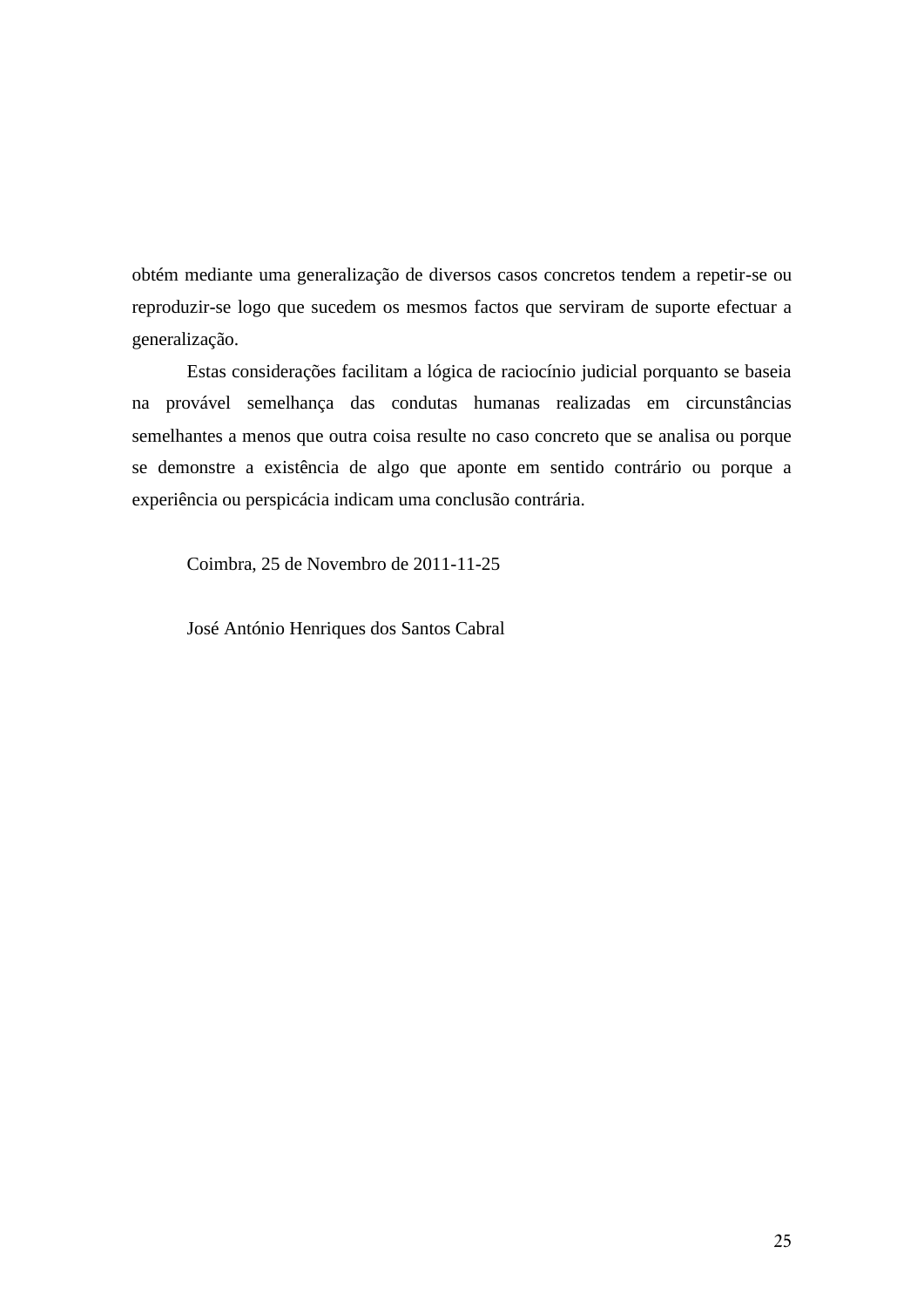obtém mediante uma generalização de diversos casos concretos tendem a repetir-se ou reproduzir-se logo que sucedem os mesmos factos que serviram de suporte efectuar a generalização.

Estas considerações facilitam a lógica de raciocínio judicial porquanto se baseia na provável semelhança das condutas humanas realizadas em circunstâncias semelhantes a menos que outra coisa resulte no caso concreto que se analisa ou porque se demonstre a existência de algo que aponte em sentido contrário ou porque a experiência ou perspicácia indicam uma conclusão contrária.

Coimbra, 25 de Novembro de 2011-11-25

José António Henriques dos Santos Cabral